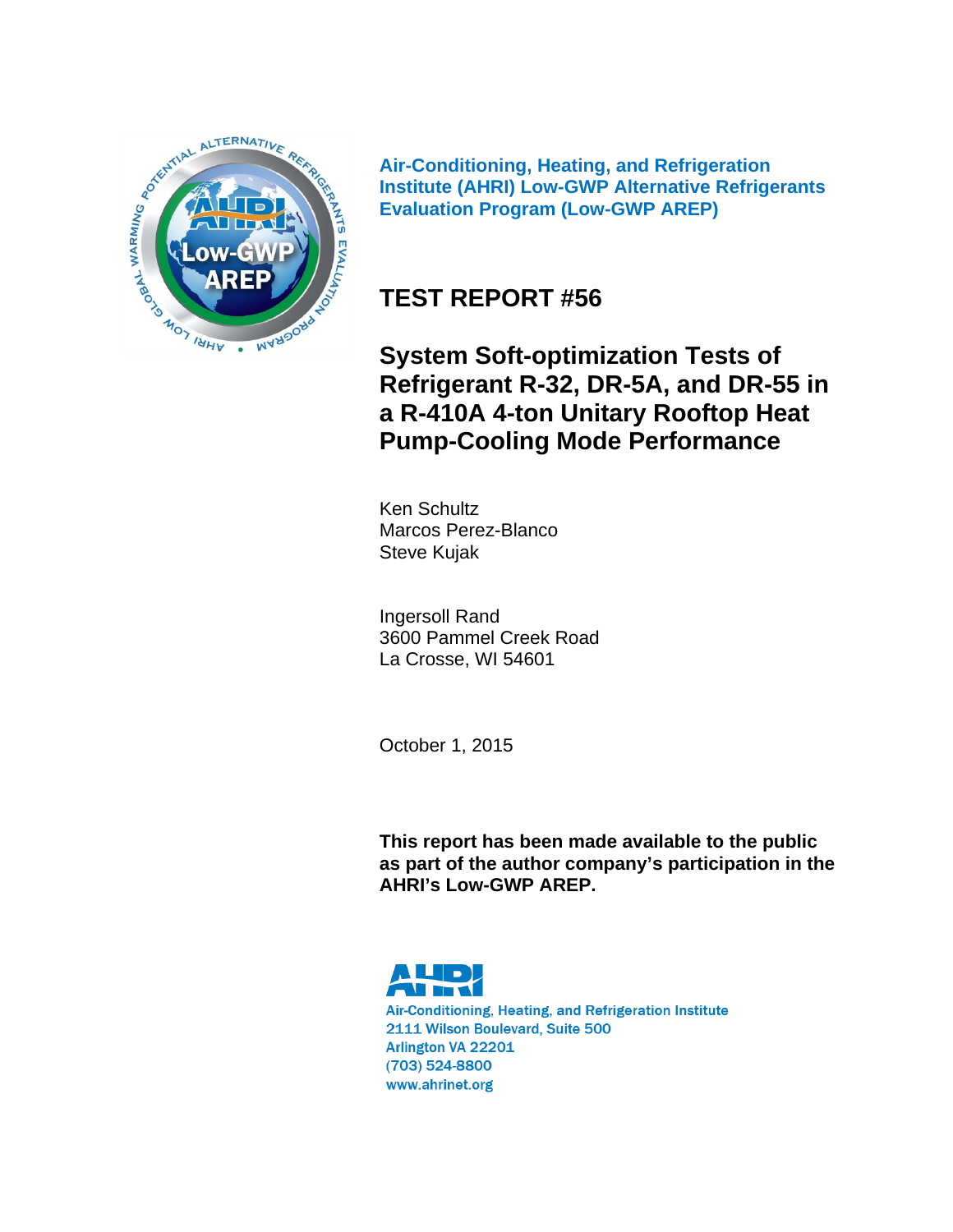**Air-Conditioning, Heating, and Refrigeration Institute (AHRI) Low-GWP Alternative Refrigerants Evaluation Program (Low-GWP AREP)**

# TEST REPORT #56

## System Soft-optimization Tests of Refrigerant R-32, DR-5A, and DR-55 in a R-410A 4-ton Unitary Rooftop Heat Pump-Cooling Mode Performance

Ken Schultz
Marcos Perez-Blanco
Steve Kujak

Ingersoll Rand
3600 Pammel Creek Road
La Crosse, WI 54601

October 1, 2015

**This report has been made available to the public as part of the author company's participation in the AHRI's Low-GWP AREP.**

Air-Conditioning, Heating, and Refrigeration Institute
2111 Wilson Boulevard, Suite 500
Arlington VA 22201
(703) 524-8800
www.ahrinet.org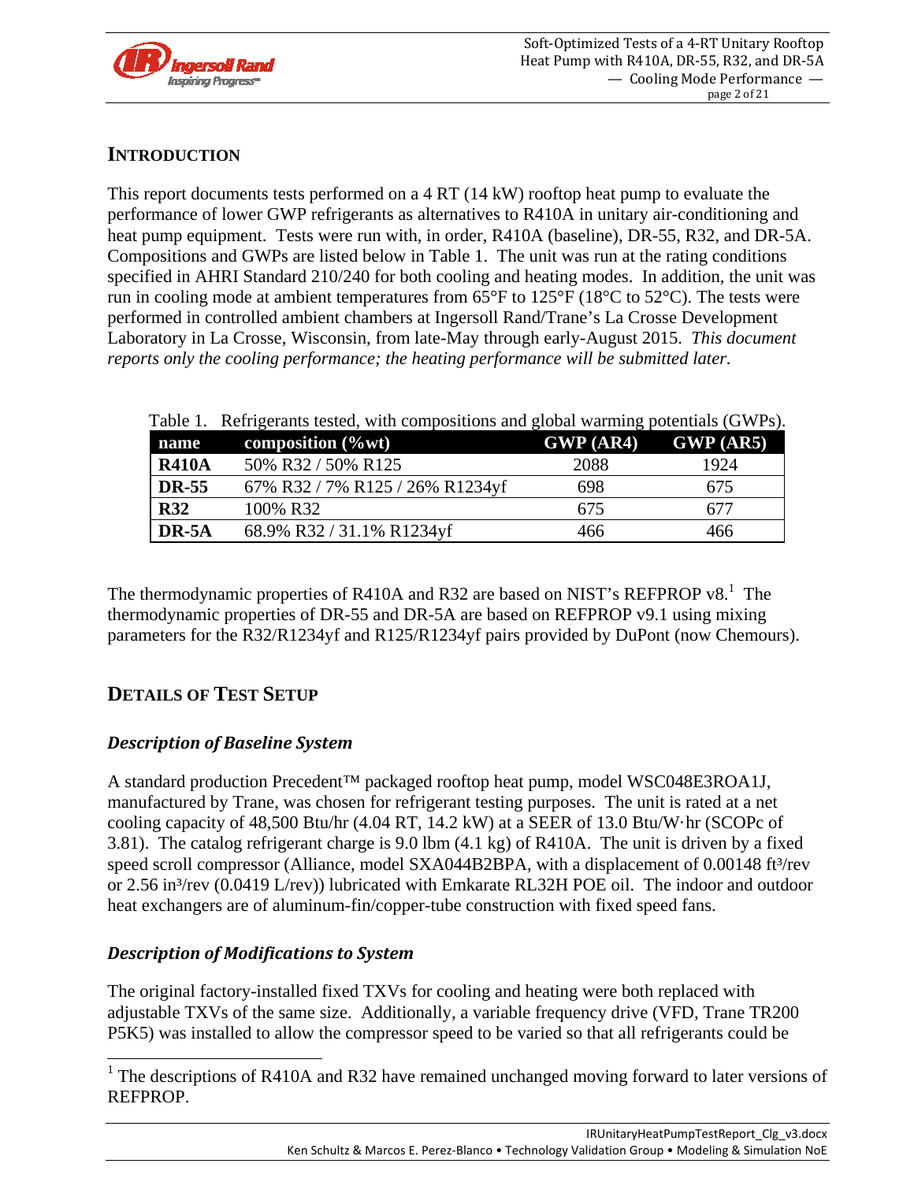## INTRODUCTION

This report documents tests performed on a 4 RT (14 kW) rooftop heat pump to evaluate the performance of lower GWP refrigerants as alternatives to R410A in unitary air-conditioning and heat pump equipment. Tests were run with, in order, R410A (baseline), DR-55, R32, and DR-5A. Compositions and GWPs are listed below in Table 1. The unit was run at the rating conditions specified in AHRI Standard 210/240 for both cooling and heating modes. In addition, the unit was run in cooling mode at ambient temperatures from 65°F to 125°F (18°C to 52°C). The tests were performed in controlled ambient chambers at Ingersoll Rand/Trane's La Crosse Development Laboratory in La Crosse, Wisconsin, from late-May through early-August 2015. *This document reports only the cooling performance; the heating performance will be submitted later.*

Table 1. Refrigerants tested, with compositions and global warming potentials (GWPs).

| name | composition (%wt) | GWP (AR4) | GWP (AR5) |
|---|---|---|---|
| **R410A** | 50% R32 / 50% R125 | 2088 | 1924 |
| **DR-55** | 67% R32 / 7% R125 / 26% R1234yf | 698 | 675 |
| **R32** | 100% R32 | 675 | 677 |
| **DR-5A** | 68.9% R32 / 31.1% R1234yf | 466 | 466 |

The thermodynamic properties of R410A and R32 are based on NIST's REFPROP v8.[1] The thermodynamic properties of DR-55 and DR-5A are based on REFPROP v9.1 using mixing parameters for the R32/R1234yf and R125/R1234yf pairs provided by DuPont (now Chemours).

## DETAILS OF TEST SETUP

### *Description of Baseline System*

A standard production Precedent™ packaged rooftop heat pump, model WSC048E3ROA1J, manufactured by Trane, was chosen for refrigerant testing purposes. The unit is rated at a net cooling capacity of 48,500 Btu/hr (4.04 RT, 14.2 kW) at a SEER of 13.0 Btu/W·hr (SCOPc of 3.81). The catalog refrigerant charge is 9.0 lbm (4.1 kg) of R410A. The unit is driven by a fixed speed scroll compressor (Alliance, model SXA044B2BPA, with a displacement of 0.00148 ft³/rev or 2.56 in³/rev (0.0419 L/rev)) lubricated with Emkarate RL32H POE oil. The indoor and outdoor heat exchangers are of aluminum-fin/copper-tube construction with fixed speed fans.

### *Description of Modifications to System*

The original factory-installed fixed TXVs for cooling and heating were both replaced with adjustable TXVs of the same size. Additionally, a variable frequency drive (VFD, Trane TR200 P5K5) was installed to allow the compressor speed to be varied so that all refrigerants could be

[1] The descriptions of R410A and R32 have remained unchanged moving forward to later versions of REFPROP.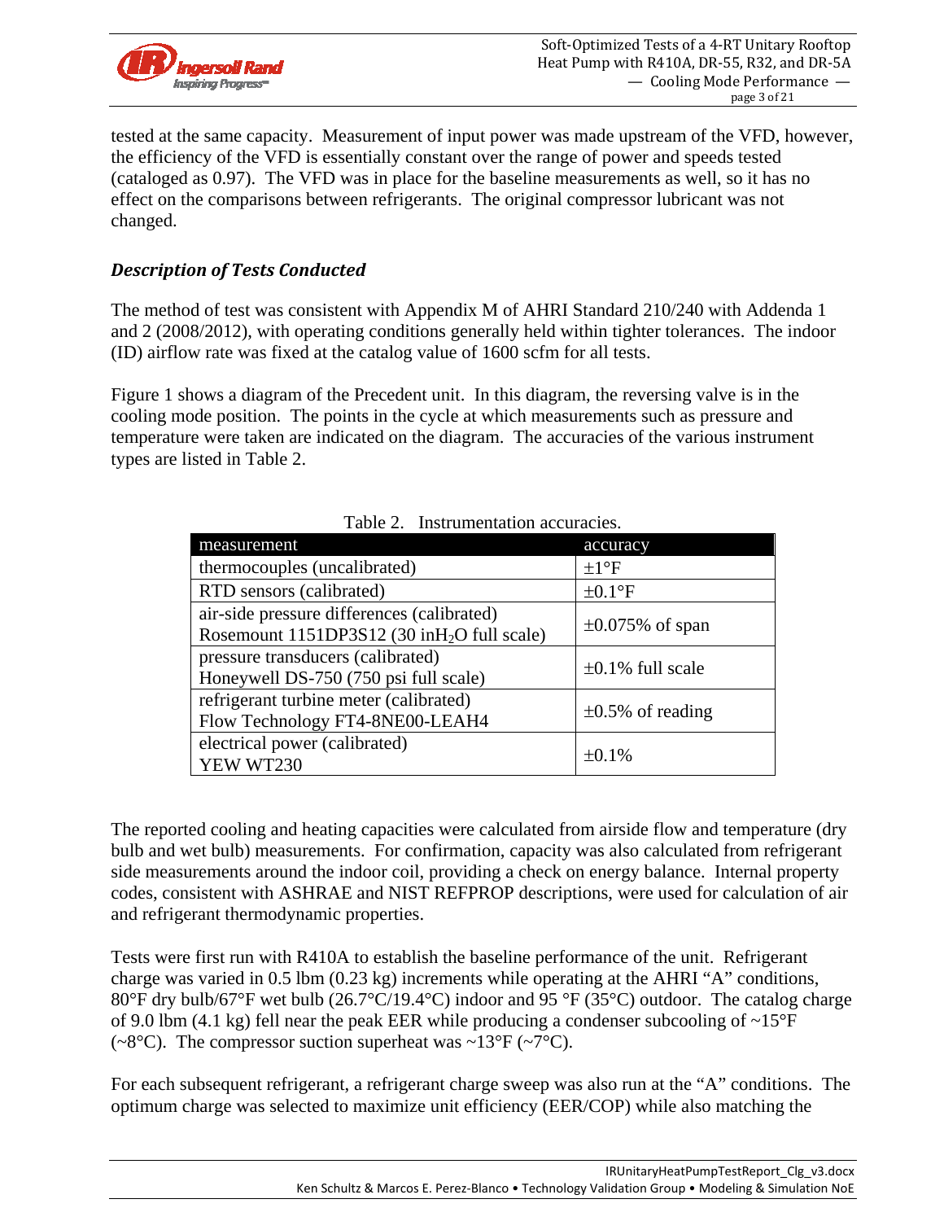tested at the same capacity. Measurement of input power was made upstream of the VFD, however, the efficiency of the VFD is essentially constant over the range of power and speeds tested (cataloged as 0.97). The VFD was in place for the baseline measurements as well, so it has no effect on the comparisons between refrigerants. The original compressor lubricant was not changed.

### *Description of Tests Conducted*

The method of test was consistent with Appendix M of AHRI Standard 210/240 with Addenda 1 and 2 (2008/2012), with operating conditions generally held within tighter tolerances. The indoor (ID) airflow rate was fixed at the catalog value of 1600 scfm for all tests.

Figure 1 shows a diagram of the Precedent unit. In this diagram, the reversing valve is in the cooling mode position. The points in the cycle at which measurements such as pressure and temperature were taken are indicated on the diagram. The accuracies of the various instrument types are listed in Table 2.

Table 2. Instrumentation accuracies.

| measurement | accuracy |
|---|---|
| thermocouples (uncalibrated) | ±1°F |
| RTD sensors (calibrated) | ±0.1°F |
| air-side pressure differences (calibrated) Rosemount 1151DP3S12 (30 in$H_2O$ full scale) | ±0.075% of span |
| pressure transducers (calibrated) Honeywell DS-750 (750 psi full scale) | ±0.1% full scale |
| refrigerant turbine meter (calibrated) Flow Technology FT4-8NE00-LEAH4 | ±0.5% of reading |
| electrical power (calibrated) YEW WT230 | ±0.1% |

The reported cooling and heating capacities were calculated from airside flow and temperature (dry bulb and wet bulb) measurements. For confirmation, capacity was also calculated from refrigerant side measurements around the indoor coil, providing a check on energy balance. Internal property codes, consistent with ASHRAE and NIST REFPROP descriptions, were used for calculation of air and refrigerant thermodynamic properties.

Tests were first run with R410A to establish the baseline performance of the unit. Refrigerant charge was varied in 0.5 lbm (0.23 kg) increments while operating at the AHRI "A" conditions, 80°F dry bulb/67°F wet bulb (26.7°C/19.4°C) indoor and 95 °F (35°C) outdoor. The catalog charge of 9.0 lbm (4.1 kg) fell near the peak EER while producing a condenser subcooling of ~15°F (~8°C). The compressor suction superheat was ~13°F (~7°C).

For each subsequent refrigerant, a refrigerant charge sweep was also run at the "A" conditions. The optimum charge was selected to maximize unit efficiency (EER/COP) while also matching the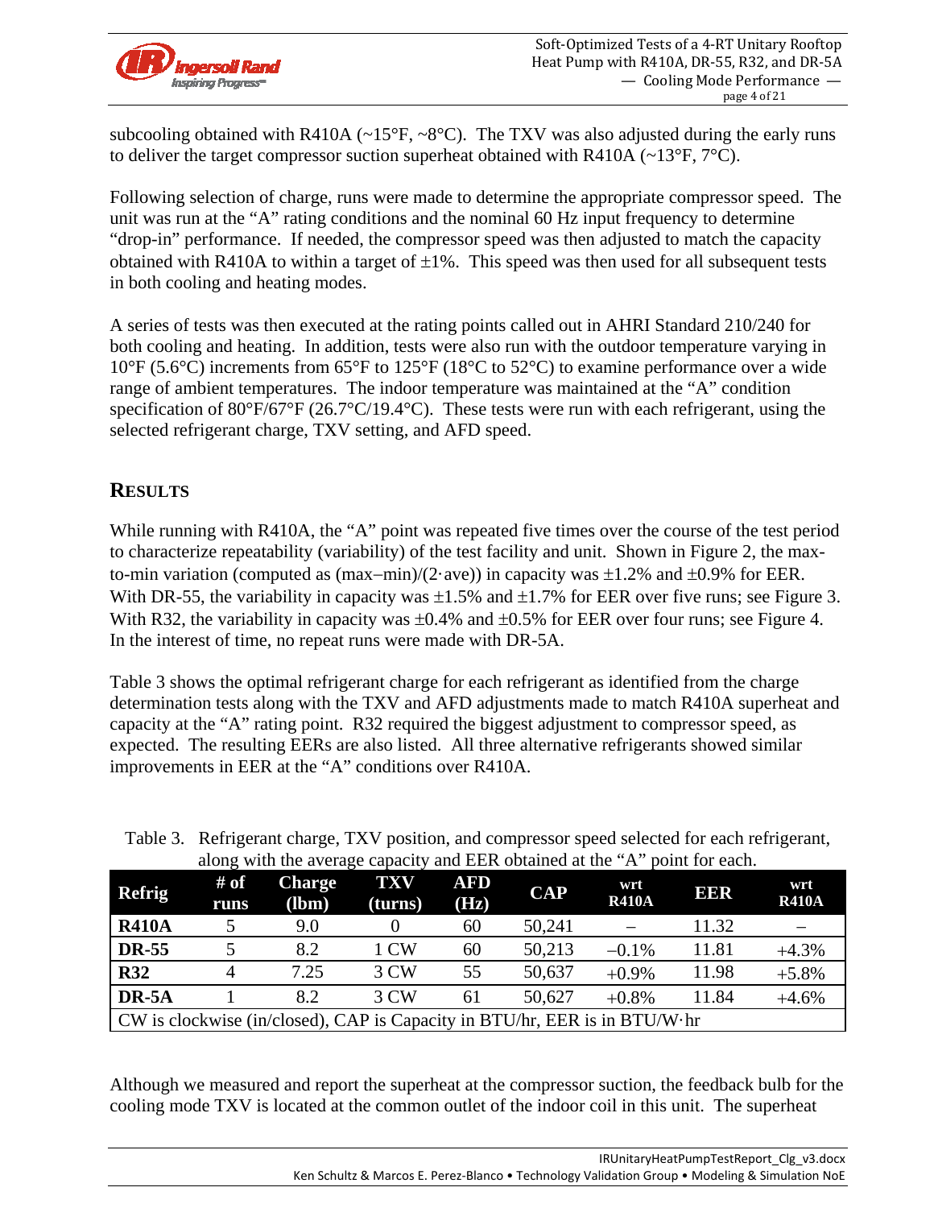subcooling obtained with R410A (~15°F, ~8°C). The TXV was also adjusted during the early runs to deliver the target compressor suction superheat obtained with R410A (~13°F, 7°C).

Following selection of charge, runs were made to determine the appropriate compressor speed. The unit was run at the "A" rating conditions and the nominal 60 Hz input frequency to determine "drop-in" performance. If needed, the compressor speed was then adjusted to match the capacity obtained with R410A to within a target of ±1%. This speed was then used for all subsequent tests in both cooling and heating modes.

A series of tests was then executed at the rating points called out in AHRI Standard 210/240 for both cooling and heating. In addition, tests were also run with the outdoor temperature varying in 10°F (5.6°C) increments from 65°F to 125°F (18°C to 52°C) to examine performance over a wide range of ambient temperatures. The indoor temperature was maintained at the "A" condition specification of 80°F/67°F (26.7°C/19.4°C). These tests were run with each refrigerant, using the selected refrigerant charge, TXV setting, and AFD speed.

## RESULTS

While running with R410A, the "A" point was repeated five times over the course of the test period to characterize repeatability (variability) of the test facility and unit. Shown in Figure 2, the max-to-min variation (computed as (max−min)/(2·ave)) in capacity was ±1.2% and ±0.9% for EER. With DR-55, the variability in capacity was ±1.5% and ±1.7% for EER over five runs; see Figure 3. With R32, the variability in capacity was ±0.4% and ±0.5% for EER over four runs; see Figure 4. In the interest of time, no repeat runs were made with DR-5A.

Table 3 shows the optimal refrigerant charge for each refrigerant as identified from the charge determination tests along with the TXV and AFD adjustments made to match R410A superheat and capacity at the "A" rating point. R32 required the biggest adjustment to compressor speed, as expected. The resulting EERs are also listed. All three alternative refrigerants showed similar improvements in EER at the "A" conditions over R410A.

Table 3. Refrigerant charge, TXV position, and compressor speed selected for each refrigerant, along with the average capacity and EER obtained at the "A" point for each.

| Refrig | # of runs | Charge (lbm) | TXV (turns) | AFD (Hz) | CAP | wrt R410A | EER | wrt R410A |
|---|---|---|---|---|---|---|---|---|
| **R410A** | 5 | 9.0 | 0 | 60 | 50,241 | – | 11.32 | – |
| **DR-55** | 5 | 8.2 | 1 CW | 60 | 50,213 | −0.1% | 11.81 | +4.3% |
| **R32** | 4 | 7.25 | 3 CW | 55 | 50,637 | +0.9% | 11.98 | +5.8% |
| **DR-5A** | 1 | 8.2 | 3 CW | 61 | 50,627 | +0.8% | 11.84 | +4.6% |

CW is clockwise (in/closed), CAP is Capacity in BTU/hr, EER is in BTU/W·hr

Although we measured and report the superheat at the compressor suction, the feedback bulb for the cooling mode TXV is located at the common outlet of the indoor coil in this unit. The superheat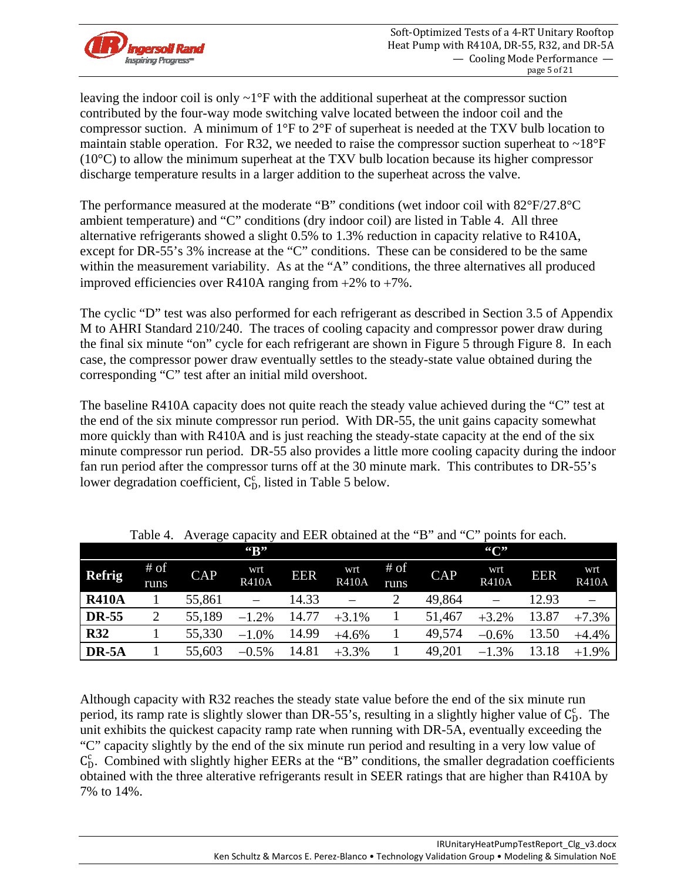leaving the indoor coil is only ~1°F with the additional superheat at the compressor suction contributed by the four-way mode switching valve located between the indoor coil and the compressor suction. A minimum of 1°F to 2°F of superheat is needed at the TXV bulb location to maintain stable operation. For R32, we needed to raise the compressor suction superheat to ~18°F (10°C) to allow the minimum superheat at the TXV bulb location because its higher compressor discharge temperature results in a larger addition to the superheat across the valve.

The performance measured at the moderate "B" conditions (wet indoor coil with 82°F/27.8°C ambient temperature) and "C" conditions (dry indoor coil) are listed in Table 4. All three alternative refrigerants showed a slight 0.5% to 1.3% reduction in capacity relative to R410A, except for DR-55's 3% increase at the "C" conditions. These can be considered to be the same within the measurement variability. As at the "A" conditions, the three alternatives all produced improved efficiencies over R410A ranging from +2% to +7%.

The cyclic "D" test was also performed for each refrigerant as described in Section 3.5 of Appendix M to AHRI Standard 210/240. The traces of cooling capacity and compressor power draw during the final six minute "on" cycle for each refrigerant are shown in Figure 5 through Figure 8. In each case, the compressor power draw eventually settles to the steady-state value obtained during the corresponding "C" test after an initial mild overshoot.

The baseline R410A capacity does not quite reach the steady value achieved during the "C" test at the end of the six minute compressor run period. With DR-55, the unit gains capacity somewhat more quickly than with R410A and is just reaching the steady-state capacity at the end of the six minute compressor run period. DR-55 also provides a little more cooling capacity during the indoor fan run period after the compressor turns off at the 30 minute mark. This contributes to DR-55's lower degradation coefficient, $C_D^c$, listed in Table 5 below.

Table 4. Average capacity and EER obtained at the "B" and "C" points for each.

| | "B" | | | | | "C" | | | | |
|---|---|---|---|---|---|---|---|---|---|---|
| **Refrig** | # of runs | CAP | wrt R410A | EER | wrt R410A | # of runs | CAP | wrt R410A | EER | wrt R410A |
| **R410A** | 1 | 55,861 | – | 14.33 | – | 2 | 49,864 | – | 12.93 | – |
| **DR-55** | 2 | 55,189 | −1.2% | 14.77 | +3.1% | 1 | 51,467 | +3.2% | 13.87 | +7.3% |
| **R32** | 1 | 55,330 | −1.0% | 14.99 | +4.6% | 1 | 49,574 | −0.6% | 13.50 | +4.4% |
| **DR-5A** | 1 | 55,603 | −0.5% | 14.81 | +3.3% | 1 | 49,201 | −1.3% | 13.18 | +1.9% |

Although capacity with R32 reaches the steady state value before the end of the six minute run period, its ramp rate is slightly slower than DR-55's, resulting in a slightly higher value of $C_D^c$. The unit exhibits the quickest capacity ramp rate when running with DR-5A, eventually exceeding the "C" capacity slightly by the end of the six minute run period and resulting in a very low value of $C_D^c$. Combined with slightly higher EERs at the "B" conditions, the smaller degradation coefficients obtained with the three alterative refrigerants result in SEER ratings that are higher than R410A by 7% to 14%.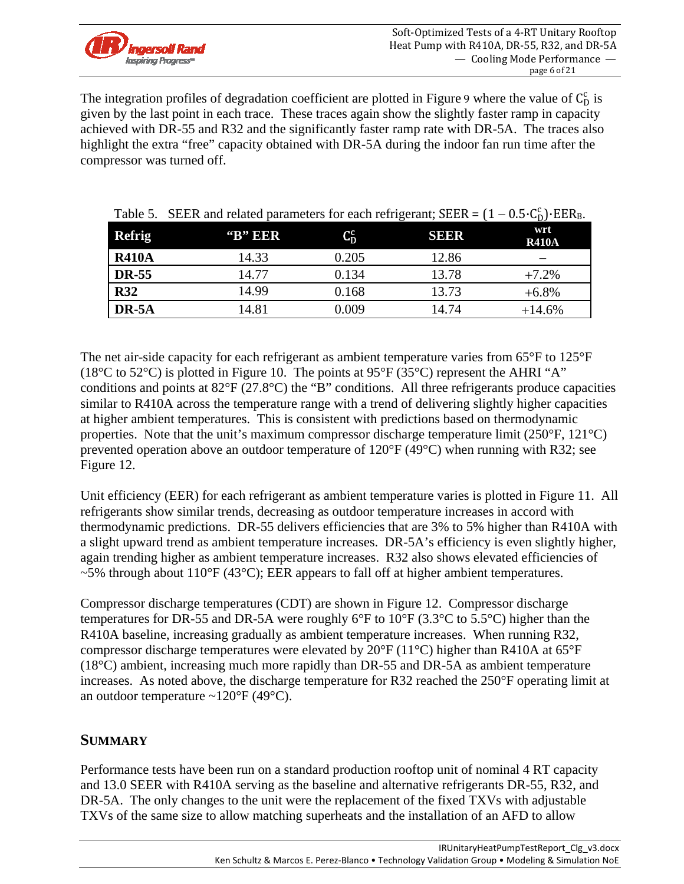The integration profiles of degradation coefficient are plotted in Figure 9 where the value of $C_D^c$ is given by the last point in each trace. These traces again show the slightly faster ramp in capacity achieved with DR-55 and R32 and the significantly faster ramp rate with DR-5A. The traces also highlight the extra "free" capacity obtained with DR-5A during the indoor fan run time after the compressor was turned off.

Table 5. SEER and related parameters for each refrigerant; SEER = $(1 - 0.5 \cdot C_D^c) \cdot EER_B$.

| Refrig | "B" EER | $C_D^c$ | SEER | wrt R410A |
|---|---|---|---|---|
| **R410A** | 14.33 | 0.205 | 12.86 | – |
| **DR-55** | 14.77 | 0.134 | 13.78 | +7.2% |
| **R32** | 14.99 | 0.168 | 13.73 | +6.8% |
| **DR-5A** | 14.81 | 0.009 | 14.74 | +14.6% |

The net air-side capacity for each refrigerant as ambient temperature varies from 65°F to 125°F (18°C to 52°C) is plotted in Figure 10. The points at 95°F (35°C) represent the AHRI "A" conditions and points at 82°F (27.8°C) the "B" conditions. All three refrigerants produce capacities similar to R410A across the temperature range with a trend of delivering slightly higher capacities at higher ambient temperatures. This is consistent with predictions based on thermodynamic properties. Note that the unit's maximum compressor discharge temperature limit (250°F, 121°C) prevented operation above an outdoor temperature of 120°F (49°C) when running with R32; see Figure 12.

Unit efficiency (EER) for each refrigerant as ambient temperature varies is plotted in Figure 11. All refrigerants show similar trends, decreasing as outdoor temperature increases in accord with thermodynamic predictions. DR-55 delivers efficiencies that are 3% to 5% higher than R410A with a slight upward trend as ambient temperature increases. DR-5A's efficiency is even slightly higher, again trending higher as ambient temperature increases. R32 also shows elevated efficiencies of ~5% through about 110°F (43°C); EER appears to fall off at higher ambient temperatures.

Compressor discharge temperatures (CDT) are shown in Figure 12. Compressor discharge temperatures for DR-55 and DR-5A were roughly 6°F to 10°F (3.3°C to 5.5°C) higher than the R410A baseline, increasing gradually as ambient temperature increases. When running R32, compressor discharge temperatures were elevated by 20°F (11°C) higher than R410A at 65°F (18°C) ambient, increasing much more rapidly than DR-55 and DR-5A as ambient temperature increases. As noted above, the discharge temperature for R32 reached the 250°F operating limit at an outdoor temperature ~120°F (49°C).

## SUMMARY

Performance tests have been run on a standard production rooftop unit of nominal 4 RT capacity and 13.0 SEER with R410A serving as the baseline and alternative refrigerants DR-55, R32, and DR-5A. The only changes to the unit were the replacement of the fixed TXVs with adjustable TXVs of the same size to allow matching superheats and the installation of an AFD to allow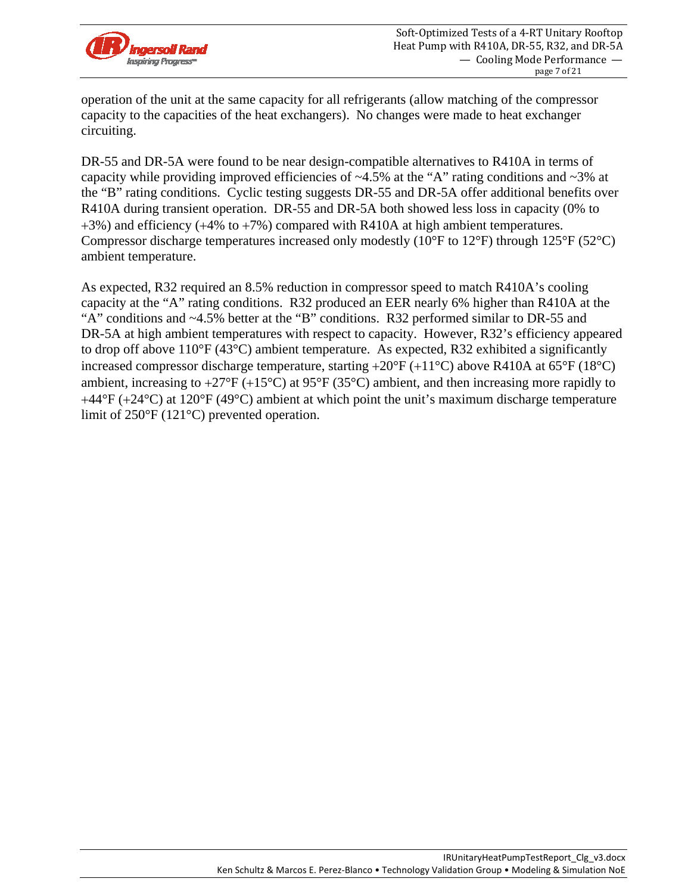operation of the unit at the same capacity for all refrigerants (allow matching of the compressor capacity to the capacities of the heat exchangers). No changes were made to heat exchanger circuiting.

DR-55 and DR-5A were found to be near design-compatible alternatives to R410A in terms of capacity while providing improved efficiencies of ~4.5% at the "A" rating conditions and ~3% at the "B" rating conditions. Cyclic testing suggests DR-55 and DR-5A offer additional benefits over R410A during transient operation. DR-55 and DR-5A both showed less loss in capacity (0% to +3%) and efficiency (+4% to +7%) compared with R410A at high ambient temperatures. Compressor discharge temperatures increased only modestly (10°F to 12°F) through 125°F (52°C) ambient temperature.

As expected, R32 required an 8.5% reduction in compressor speed to match R410A's cooling capacity at the "A" rating conditions. R32 produced an EER nearly 6% higher than R410A at the "A" conditions and ~4.5% better at the "B" conditions. R32 performed similar to DR-55 and DR-5A at high ambient temperatures with respect to capacity. However, R32's efficiency appeared to drop off above 110°F (43°C) ambient temperature. As expected, R32 exhibited a significantly increased compressor discharge temperature, starting +20°F (+11°C) above R410A at 65°F (18°C) ambient, increasing to +27°F (+15°C) at 95°F (35°C) ambient, and then increasing more rapidly to +44°F (+24°C) at 120°F (49°C) ambient at which point the unit's maximum discharge temperature limit of 250°F (121°C) prevented operation.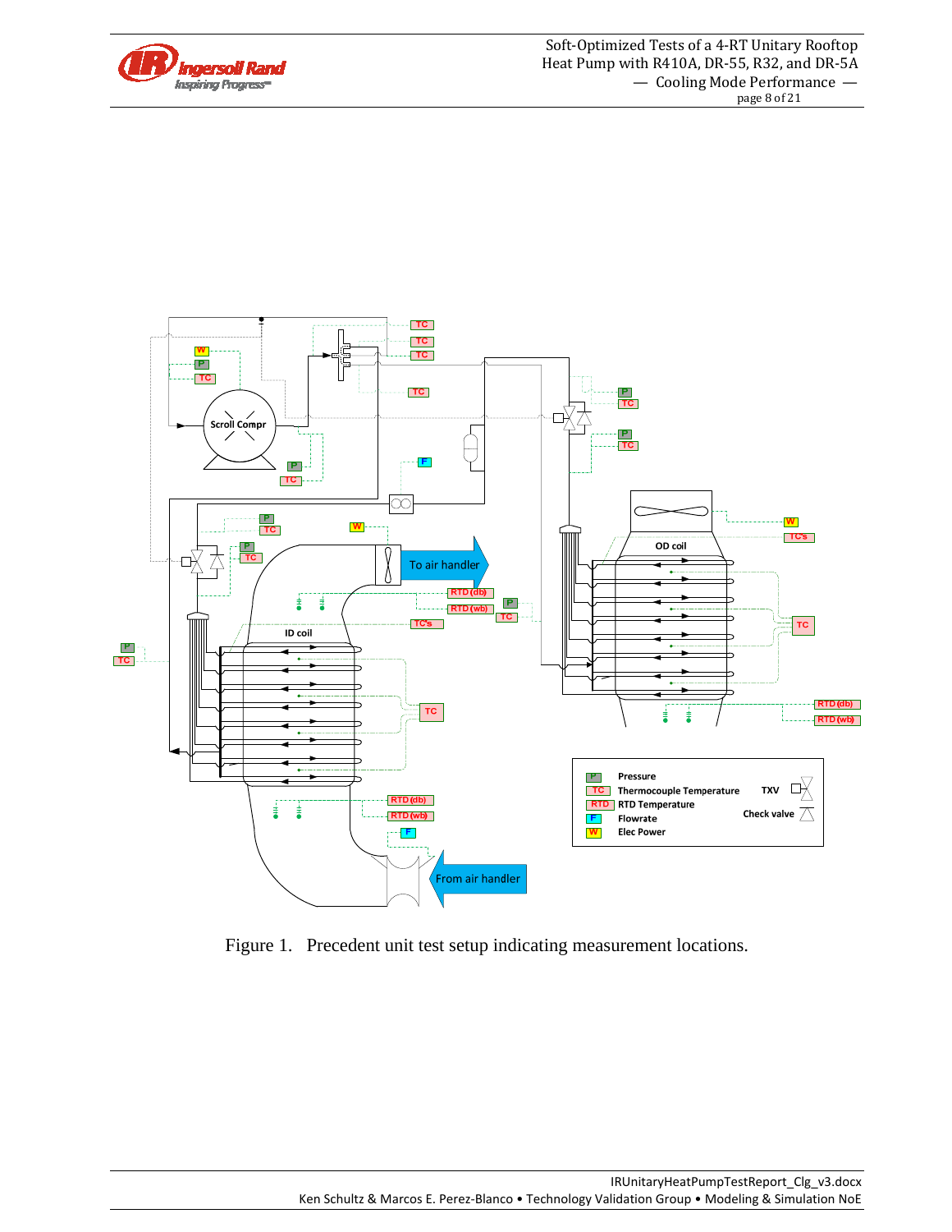Figure 1.  Precedent unit test setup indicating measurement locations.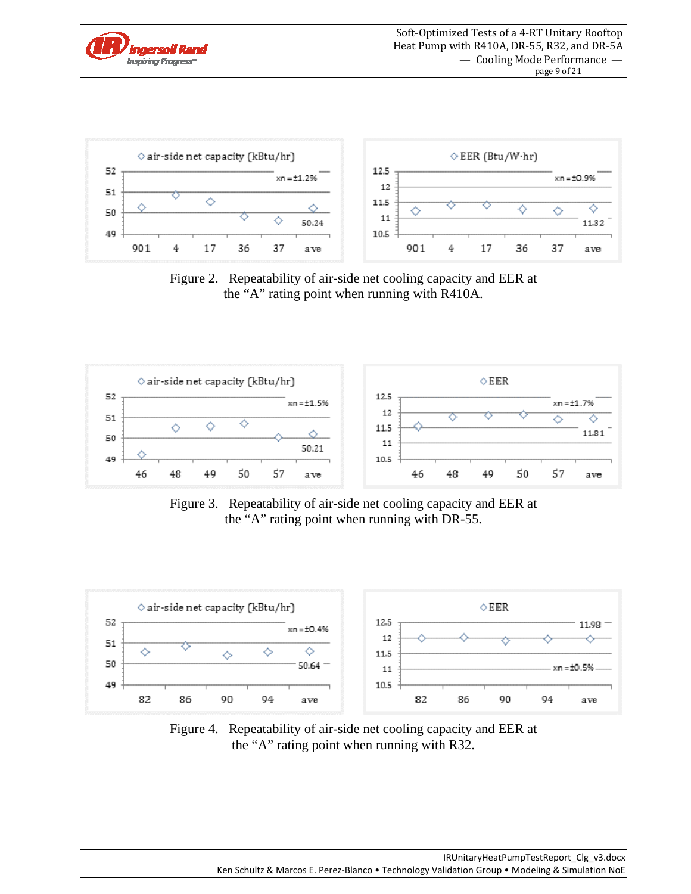Figure 2. Repeatability of air-side net cooling capacity and EER at the “A” rating point when running with R410A.

Figure 3. Repeatability of air-side net cooling capacity and EER at the “A” rating point when running with DR-55.

Figure 4. Repeatability of air-side net cooling capacity and EER at the “A” rating point when running with R32.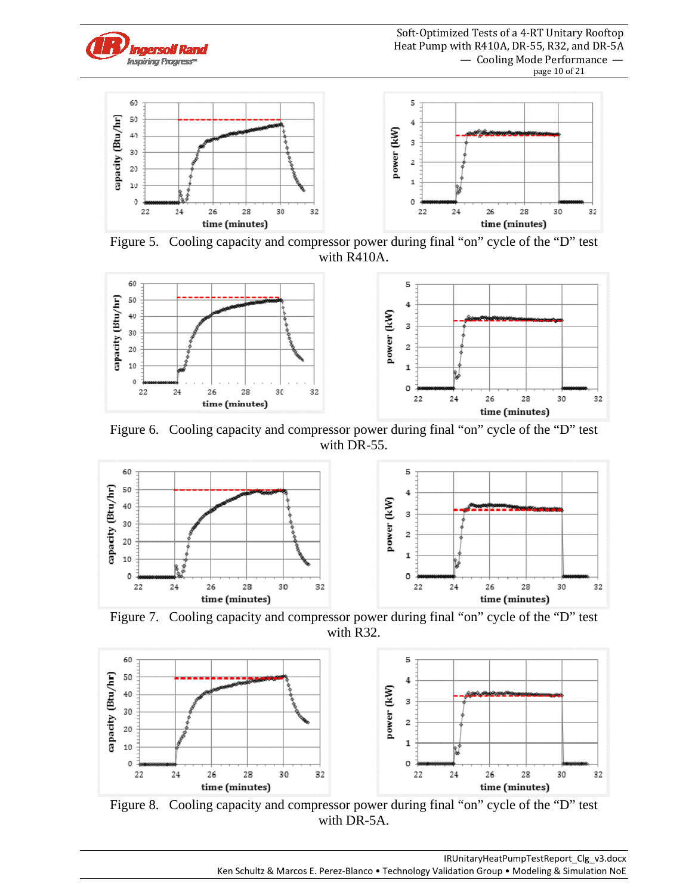Figure 5. Cooling capacity and compressor power during final “on” cycle of the “D” test with R410A.

Figure 6. Cooling capacity and compressor power during final “on” cycle of the “D” test with DR-55.

Figure 7. Cooling capacity and compressor power during final “on” cycle of the “D” test with R32.

Figure 8. Cooling capacity and compressor power during final “on” cycle of the “D” test with DR-5A.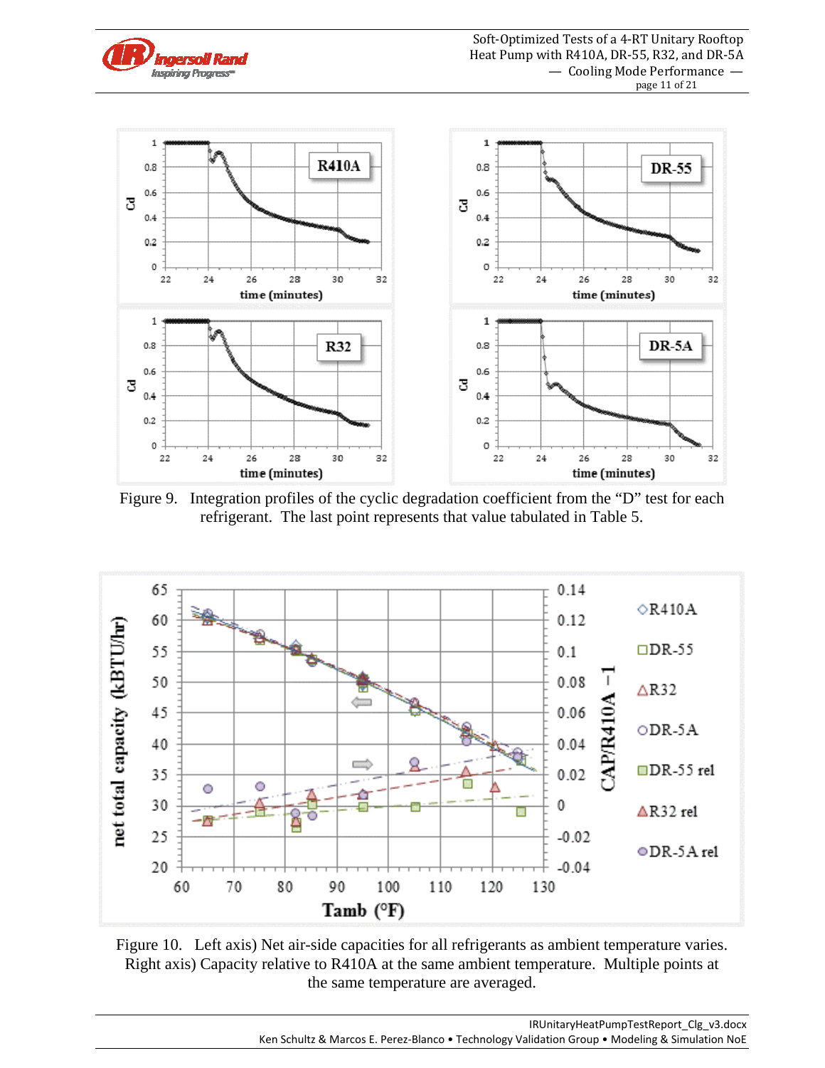Figure 9. Integration profiles of the cyclic degradation coefficient from the "D" test for each refrigerant. The last point represents that value tabulated in Table 5.

Figure 10. Left axis) Net air-side capacities for all refrigerants as ambient temperature varies. Right axis) Capacity relative to R410A at the same ambient temperature. Multiple points at the same temperature are averaged.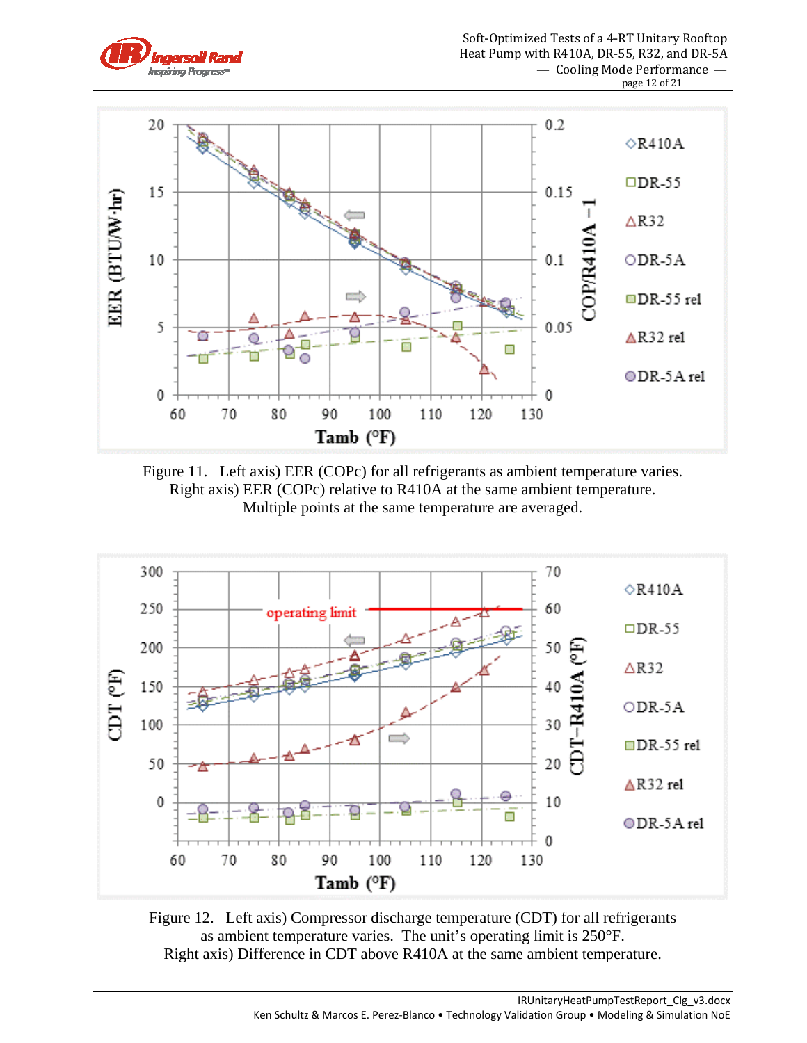Figure 11. Left axis) EER (COPc) for all refrigerants as ambient temperature varies. Right axis) EER (COPc) relative to R410A at the same ambient temperature. Multiple points at the same temperature are averaged.

Figure 12. Left axis) Compressor discharge temperature (CDT) for all refrigerants as ambient temperature varies. The unit's operating limit is 250°F. Right axis) Difference in CDT above R410A at the same ambient temperature.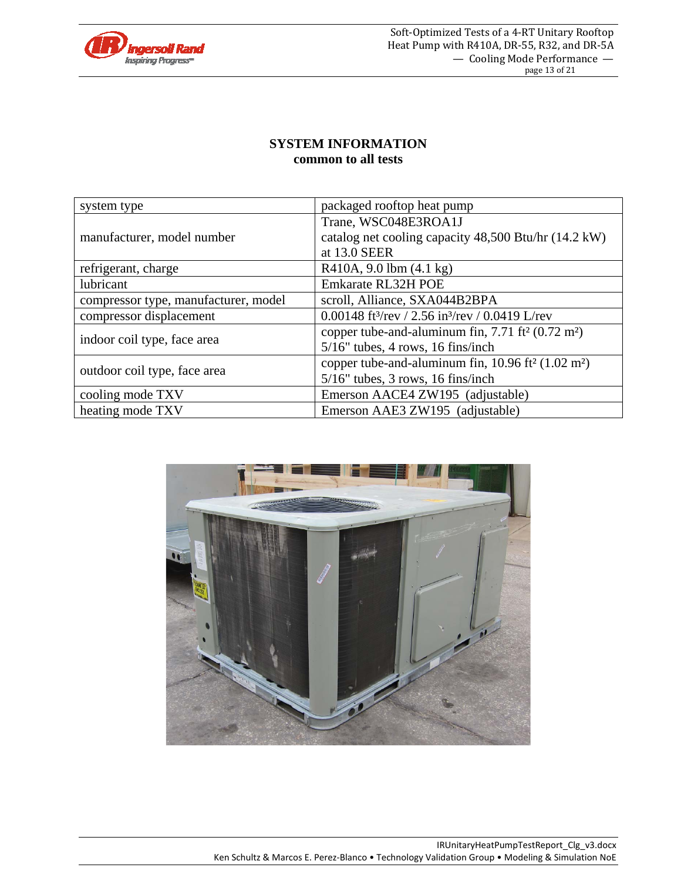## SYSTEM INFORMATION
**common to all tests**

| | |
|---|---|
| system type | packaged rooftop heat pump |
| manufacturer, model number | Trane, WSC048E3ROA1J<br>catalog net cooling capacity 48,500 Btu/hr (14.2 kW) at 13.0 SEER |
| refrigerant, charge | R410A, 9.0 lbm (4.1 kg) |
| lubricant | Emkarate RL32H POE |
| compressor type, manufacturer, model | scroll, Alliance, SXA044B2BPA |
| compressor displacement | 0.00148 ft³/rev / 2.56 in³/rev / 0.0419 L/rev |
| indoor coil type, face area | copper tube-and-aluminum fin, 7.71 ft² (0.72 m²)<br>5/16" tubes, 4 rows, 16 fins/inch |
| outdoor coil type, face area | copper tube-and-aluminum fin, 10.96 ft² (1.02 m²)<br>5/16" tubes, 3 rows, 16 fins/inch |
| cooling mode TXV | Emerson AACE4 ZW195 (adjustable) |
| heating mode TXV | Emerson AAE3 ZW195 (adjustable) |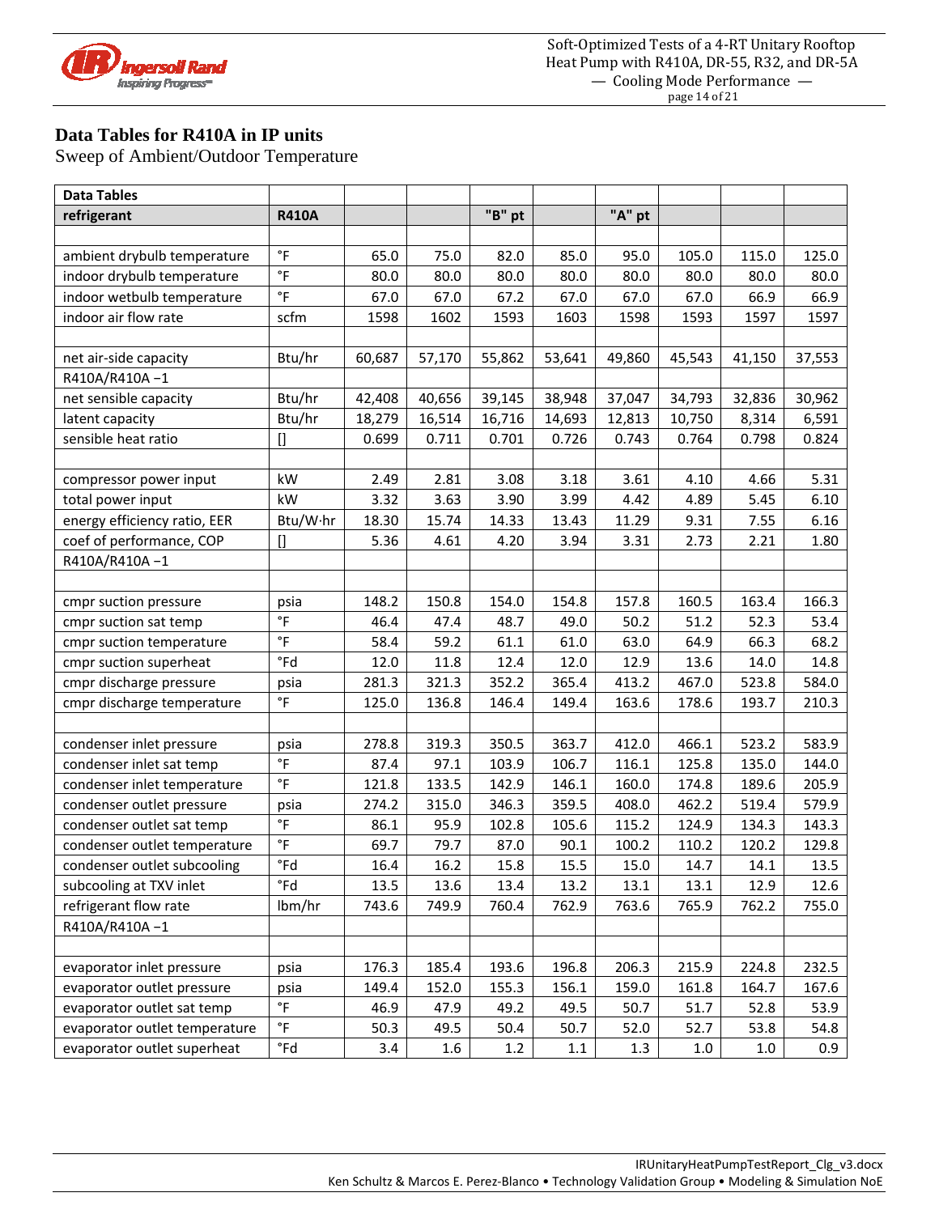## Data Tables for R410A in IP units

Sweep of Ambient/Outdoor Temperature

| Data Tables | | | | | | | | | |
|---|---|---|---|---|---|---|---|---|---|
| refrigerant | R410A | | | "B" pt | | "A" pt | | | |
| | | | | | | | | | |
| ambient drybulb temperature | °F | 65.0 | 75.0 | 82.0 | 85.0 | 95.0 | 105.0 | 115.0 | 125.0 |
| indoor drybulb temperature | °F | 80.0 | 80.0 | 80.0 | 80.0 | 80.0 | 80.0 | 80.0 | 80.0 |
| indoor wetbulb temperature | °F | 67.0 | 67.0 | 67.2 | 67.0 | 67.0 | 67.0 | 66.9 | 66.9 |
| indoor air flow rate | scfm | 1598 | 1602 | 1593 | 1603 | 1598 | 1593 | 1597 | 1597 |
| | | | | | | | | | |
| net air-side capacity | Btu/hr | 60,687 | 57,170 | 55,862 | 53,641 | 49,860 | 45,543 | 41,150 | 37,553 |
| R410A/R410A −1 | | | | | | | | | |
| net sensible capacity | Btu/hr | 42,408 | 40,656 | 39,145 | 38,948 | 37,047 | 34,793 | 32,836 | 30,962 |
| latent capacity | Btu/hr | 18,279 | 16,514 | 16,716 | 14,693 | 12,813 | 10,750 | 8,314 | 6,591 |
| sensible heat ratio | [] | 0.699 | 0.711 | 0.701 | 0.726 | 0.743 | 0.764 | 0.798 | 0.824 |
| | | | | | | | | | |
| compressor power input | kW | 2.49 | 2.81 | 3.08 | 3.18 | 3.61 | 4.10 | 4.66 | 5.31 |
| total power input | kW | 3.32 | 3.63 | 3.90 | 3.99 | 4.42 | 4.89 | 5.45 | 6.10 |
| energy efficiency ratio, EER | Btu/W·hr | 18.30 | 15.74 | 14.33 | 13.43 | 11.29 | 9.31 | 7.55 | 6.16 |
| coef of performance, COP | [] | 5.36 | 4.61 | 4.20 | 3.94 | 3.31 | 2.73 | 2.21 | 1.80 |
| R410A/R410A −1 | | | | | | | | | |
| | | | | | | | | | |
| cmpr suction pressure | psia | 148.2 | 150.8 | 154.0 | 154.8 | 157.8 | 160.5 | 163.4 | 166.3 |
| cmpr suction sat temp | °F | 46.4 | 47.4 | 48.7 | 49.0 | 50.2 | 51.2 | 52.3 | 53.4 |
| cmpr suction temperature | °F | 58.4 | 59.2 | 61.1 | 61.0 | 63.0 | 64.9 | 66.3 | 68.2 |
| cmpr suction superheat | °Fd | 12.0 | 11.8 | 12.4 | 12.0 | 12.9 | 13.6 | 14.0 | 14.8 |
| cmpr discharge pressure | psia | 281.3 | 321.3 | 352.2 | 365.4 | 413.2 | 467.0 | 523.8 | 584.0 |
| cmpr discharge temperature | °F | 125.0 | 136.8 | 146.4 | 149.4 | 163.6 | 178.6 | 193.7 | 210.3 |
| | | | | | | | | | |
| condenser inlet pressure | psia | 278.8 | 319.3 | 350.5 | 363.7 | 412.0 | 466.1 | 523.2 | 583.9 |
| condenser inlet sat temp | °F | 87.4 | 97.1 | 103.9 | 106.7 | 116.1 | 125.8 | 135.0 | 144.0 |
| condenser inlet temperature | °F | 121.8 | 133.5 | 142.9 | 146.1 | 160.0 | 174.8 | 189.6 | 205.9 |
| condenser outlet pressure | psia | 274.2 | 315.0 | 346.3 | 359.5 | 408.0 | 462.2 | 519.4 | 579.9 |
| condenser outlet sat temp | °F | 86.1 | 95.9 | 102.8 | 105.6 | 115.2 | 124.9 | 134.3 | 143.3 |
| condenser outlet temperature | °F | 69.7 | 79.7 | 87.0 | 90.1 | 100.2 | 110.2 | 120.2 | 129.8 |
| condenser outlet subcooling | °Fd | 16.4 | 16.2 | 15.8 | 15.5 | 15.0 | 14.7 | 14.1 | 13.5 |
| subcooling at TXV inlet | °Fd | 13.5 | 13.6 | 13.4 | 13.2 | 13.1 | 13.1 | 12.9 | 12.6 |
| refrigerant flow rate | lbm/hr | 743.6 | 749.9 | 760.4 | 762.9 | 763.6 | 765.9 | 762.2 | 755.0 |
| R410A/R410A −1 | | | | | | | | | |
| | | | | | | | | | |
| evaporator inlet pressure | psia | 176.3 | 185.4 | 193.6 | 196.8 | 206.3 | 215.9 | 224.8 | 232.5 |
| evaporator outlet pressure | psia | 149.4 | 152.0 | 155.3 | 156.1 | 159.0 | 161.8 | 164.7 | 167.6 |
| evaporator outlet sat temp | °F | 46.9 | 47.9 | 49.2 | 49.5 | 50.7 | 51.7 | 52.8 | 53.9 |
| evaporator outlet temperature | °F | 50.3 | 49.5 | 50.4 | 50.7 | 52.0 | 52.7 | 53.8 | 54.8 |
| evaporator outlet superheat | °Fd | 3.4 | 1.6 | 1.2 | 1.1 | 1.3 | 1.0 | 1.0 | 0.9 |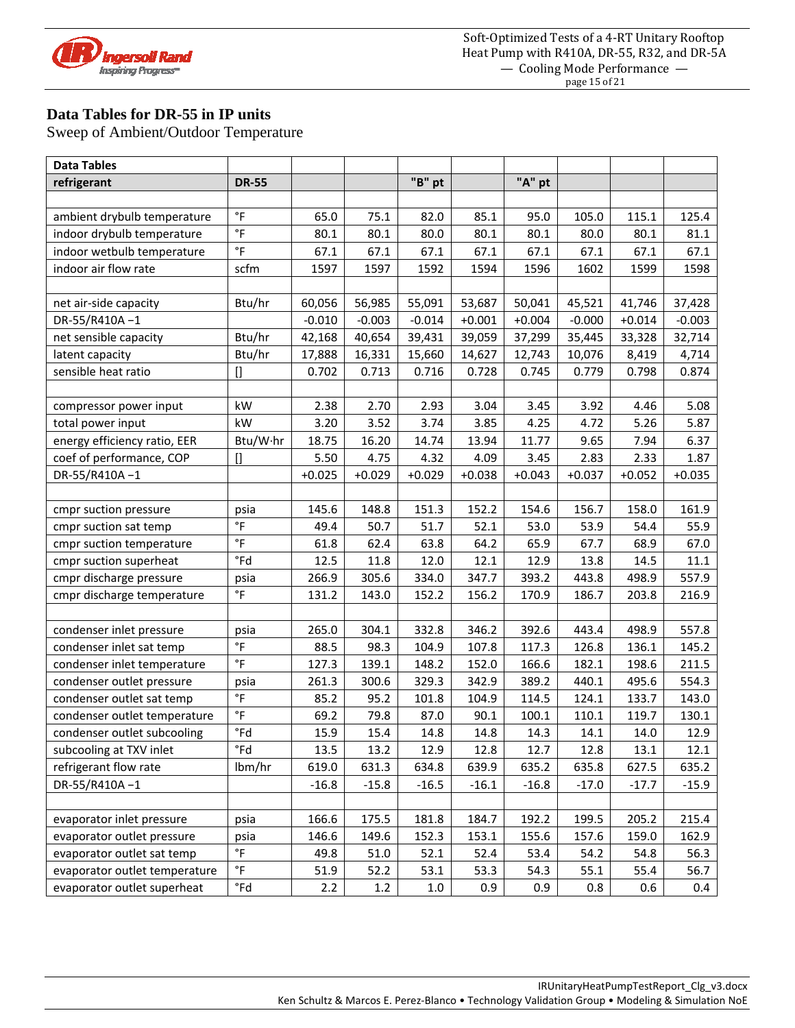## Data Tables for DR-55 in IP units

Sweep of Ambient/Outdoor Temperature

| Data Tables | | | | | | | | | |
|---|---|---|---|---|---|---|---|---|---|
| **refrigerant** | **DR-55** | | | **"B" pt** | | **"A" pt** | | | |
| | | | | | | | | | |
| ambient drybulb temperature | °F | 65.0 | 75.1 | 82.0 | 85.1 | 95.0 | 105.0 | 115.1 | 125.4 |
| indoor drybulb temperature | °F | 80.1 | 80.1 | 80.0 | 80.1 | 80.1 | 80.0 | 80.1 | 81.1 |
| indoor wetbulb temperature | °F | 67.1 | 67.1 | 67.1 | 67.1 | 67.1 | 67.1 | 67.1 | 67.1 |
| indoor air flow rate | scfm | 1597 | 1597 | 1592 | 1594 | 1596 | 1602 | 1599 | 1598 |
| | | | | | | | | | |
| net air-side capacity | Btu/hr | 60,056 | 56,985 | 55,091 | 53,687 | 50,041 | 45,521 | 41,746 | 37,428 |
| DR-55/R410A −1 | | -0.010 | -0.003 | -0.014 | +0.001 | +0.004 | -0.000 | +0.014 | -0.003 |
| net sensible capacity | Btu/hr | 42,168 | 40,654 | 39,431 | 39,059 | 37,299 | 35,445 | 33,328 | 32,714 |
| latent capacity | Btu/hr | 17,888 | 16,331 | 15,660 | 14,627 | 12,743 | 10,076 | 8,419 | 4,714 |
| sensible heat ratio | [] | 0.702 | 0.713 | 0.716 | 0.728 | 0.745 | 0.779 | 0.798 | 0.874 |
| | | | | | | | | | |
| compressor power input | kW | 2.38 | 2.70 | 2.93 | 3.04 | 3.45 | 3.92 | 4.46 | 5.08 |
| total power input | kW | 3.20 | 3.52 | 3.74 | 3.85 | 4.25 | 4.72 | 5.26 | 5.87 |
| energy efficiency ratio, EER | Btu/W·hr | 18.75 | 16.20 | 14.74 | 13.94 | 11.77 | 9.65 | 7.94 | 6.37 |
| coef of performance, COP | [] | 5.50 | 4.75 | 4.32 | 4.09 | 3.45 | 2.83 | 2.33 | 1.87 |
| DR-55/R410A −1 | | +0.025 | +0.029 | +0.029 | +0.038 | +0.043 | +0.037 | +0.052 | +0.035 |
| | | | | | | | | | |
| cmpr suction pressure | psia | 145.6 | 148.8 | 151.3 | 152.2 | 154.6 | 156.7 | 158.0 | 161.9 |
| cmpr suction sat temp | °F | 49.4 | 50.7 | 51.7 | 52.1 | 53.0 | 53.9 | 54.4 | 55.9 |
| cmpr suction temperature | °F | 61.8 | 62.4 | 63.8 | 64.2 | 65.9 | 67.7 | 68.9 | 67.0 |
| cmpr suction superheat | °Fd | 12.5 | 11.8 | 12.0 | 12.1 | 12.9 | 13.8 | 14.5 | 11.1 |
| cmpr discharge pressure | psia | 266.9 | 305.6 | 334.0 | 347.7 | 393.2 | 443.8 | 498.9 | 557.9 |
| cmpr discharge temperature | °F | 131.2 | 143.0 | 152.2 | 156.2 | 170.9 | 186.7 | 203.8 | 216.9 |
| | | | | | | | | | |
| condenser inlet pressure | psia | 265.0 | 304.1 | 332.8 | 346.2 | 392.6 | 443.4 | 498.9 | 557.8 |
| condenser inlet sat temp | °F | 88.5 | 98.3 | 104.9 | 107.8 | 117.3 | 126.8 | 136.1 | 145.2 |
| condenser inlet temperature | °F | 127.3 | 139.1 | 148.2 | 152.0 | 166.6 | 182.1 | 198.6 | 211.5 |
| condenser outlet pressure | psia | 261.3 | 300.6 | 329.3 | 342.9 | 389.2 | 440.1 | 495.6 | 554.3 |
| condenser outlet sat temp | °F | 85.2 | 95.2 | 101.8 | 104.9 | 114.5 | 124.1 | 133.7 | 143.0 |
| condenser outlet temperature | °F | 69.2 | 79.8 | 87.0 | 90.1 | 100.1 | 110.1 | 119.7 | 130.1 |
| condenser outlet subcooling | °Fd | 15.9 | 15.4 | 14.8 | 14.8 | 14.3 | 14.1 | 14.0 | 12.9 |
| subcooling at TXV inlet | °Fd | 13.5 | 13.2 | 12.9 | 12.8 | 12.7 | 12.8 | 13.1 | 12.1 |
| refrigerant flow rate | lbm/hr | 619.0 | 631.3 | 634.8 | 639.9 | 635.2 | 635.8 | 627.5 | 635.2 |
| DR-55/R410A −1 | | -16.8 | -15.8 | -16.5 | -16.1 | -16.8 | -17.0 | -17.7 | -15.9 |
| | | | | | | | | | |
| evaporator inlet pressure | psia | 166.6 | 175.5 | 181.8 | 184.7 | 192.2 | 199.5 | 205.2 | 215.4 |
| evaporator outlet pressure | psia | 146.6 | 149.6 | 152.3 | 153.1 | 155.6 | 157.6 | 159.0 | 162.9 |
| evaporator outlet sat temp | °F | 49.8 | 51.0 | 52.1 | 52.4 | 53.4 | 54.2 | 54.8 | 56.3 |
| evaporator outlet temperature | °F | 51.9 | 52.2 | 53.1 | 53.3 | 54.3 | 55.1 | 55.4 | 56.7 |
| evaporator outlet superheat | °Fd | 2.2 | 1.2 | 1.0 | 0.9 | 0.9 | 0.8 | 0.6 | 0.4 |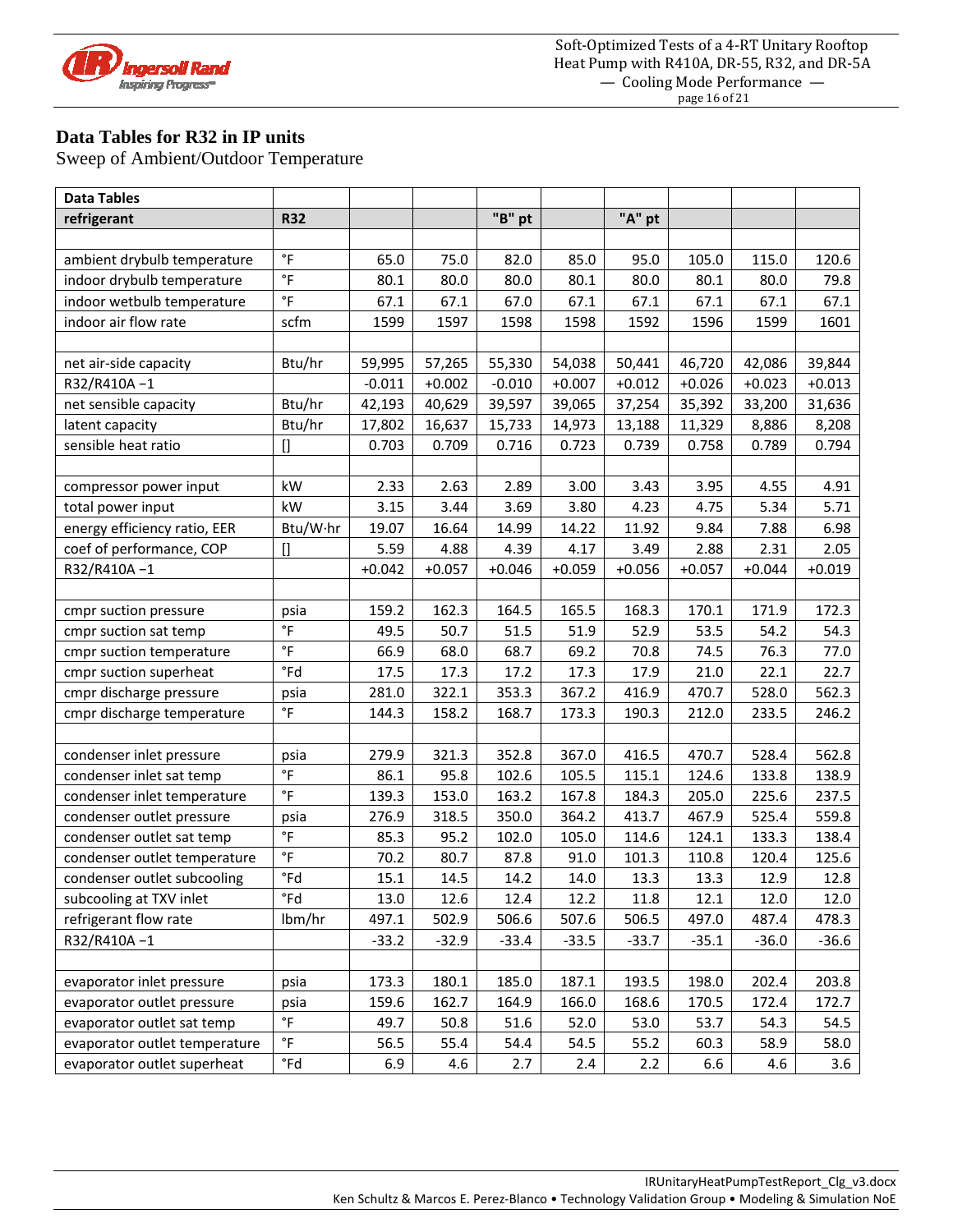## Data Tables for R32 in IP units

Sweep of Ambient/Outdoor Temperature

| Data Tables | | | | | | | | | |
|---|---|---|---|---|---|---|---|---|---|
| **refrigerant** | **R32** | | | **"B" pt** | | **"A" pt** | | | |
| | | | | | | | | | |
| ambient drybulb temperature | °F | 65.0 | 75.0 | 82.0 | 85.0 | 95.0 | 105.0 | 115.0 | 120.6 |
| indoor drybulb temperature | °F | 80.1 | 80.0 | 80.0 | 80.1 | 80.0 | 80.1 | 80.0 | 79.8 |
| indoor wetbulb temperature | °F | 67.1 | 67.1 | 67.0 | 67.1 | 67.1 | 67.1 | 67.1 | 67.1 |
| indoor air flow rate | scfm | 1599 | 1597 | 1598 | 1598 | 1592 | 1596 | 1599 | 1601 |
| | | | | | | | | | |
| net air-side capacity | Btu/hr | 59,995 | 57,265 | 55,330 | 54,038 | 50,441 | 46,720 | 42,086 | 39,844 |
| R32/R410A −1 | | -0.011 | +0.002 | -0.010 | +0.007 | +0.012 | +0.026 | +0.023 | +0.013 |
| net sensible capacity | Btu/hr | 42,193 | 40,629 | 39,597 | 39,065 | 37,254 | 35,392 | 33,200 | 31,636 |
| latent capacity | Btu/hr | 17,802 | 16,637 | 15,733 | 14,973 | 13,188 | 11,329 | 8,886 | 8,208 |
| sensible heat ratio | [] | 0.703 | 0.709 | 0.716 | 0.723 | 0.739 | 0.758 | 0.789 | 0.794 |
| | | | | | | | | | |
| compressor power input | kW | 2.33 | 2.63 | 2.89 | 3.00 | 3.43 | 3.95 | 4.55 | 4.91 |
| total power input | kW | 3.15 | 3.44 | 3.69 | 3.80 | 4.23 | 4.75 | 5.34 | 5.71 |
| energy efficiency ratio, EER | Btu/W·hr | 19.07 | 16.64 | 14.99 | 14.22 | 11.92 | 9.84 | 7.88 | 6.98 |
| coef of performance, COP | [] | 5.59 | 4.88 | 4.39 | 4.17 | 3.49 | 2.88 | 2.31 | 2.05 |
| R32/R410A −1 | | +0.042 | +0.057 | +0.046 | +0.059 | +0.056 | +0.057 | +0.044 | +0.019 |
| | | | | | | | | | |
| cmpr suction pressure | psia | 159.2 | 162.3 | 164.5 | 165.5 | 168.3 | 170.1 | 171.9 | 172.3 |
| cmpr suction sat temp | °F | 49.5 | 50.7 | 51.5 | 51.9 | 52.9 | 53.5 | 54.2 | 54.3 |
| cmpr suction temperature | °F | 66.9 | 68.0 | 68.7 | 69.2 | 70.8 | 74.5 | 76.3 | 77.0 |
| cmpr suction superheat | °Fd | 17.5 | 17.3 | 17.2 | 17.3 | 17.9 | 21.0 | 22.1 | 22.7 |
| cmpr discharge pressure | psia | 281.0 | 322.1 | 353.3 | 367.2 | 416.9 | 470.7 | 528.0 | 562.3 |
| cmpr discharge temperature | °F | 144.3 | 158.2 | 168.7 | 173.3 | 190.3 | 212.0 | 233.5 | 246.2 |
| | | | | | | | | | |
| condenser inlet pressure | psia | 279.9 | 321.3 | 352.8 | 367.0 | 416.5 | 470.7 | 528.4 | 562.8 |
| condenser inlet sat temp | °F | 86.1 | 95.8 | 102.6 | 105.5 | 115.1 | 124.6 | 133.8 | 138.9 |
| condenser inlet temperature | °F | 139.3 | 153.0 | 163.2 | 167.8 | 184.3 | 205.0 | 225.6 | 237.5 |
| condenser outlet pressure | psia | 276.9 | 318.5 | 350.0 | 364.2 | 413.7 | 467.9 | 525.4 | 559.8 |
| condenser outlet sat temp | °F | 85.3 | 95.2 | 102.0 | 105.0 | 114.6 | 124.1 | 133.3 | 138.4 |
| condenser outlet temperature | °F | 70.2 | 80.7 | 87.8 | 91.0 | 101.3 | 110.8 | 120.4 | 125.6 |
| condenser outlet subcooling | °Fd | 15.1 | 14.5 | 14.2 | 14.0 | 13.3 | 13.3 | 12.9 | 12.8 |
| subcooling at TXV inlet | °Fd | 13.0 | 12.6 | 12.4 | 12.2 | 11.8 | 12.1 | 12.0 | 12.0 |
| refrigerant flow rate | lbm/hr | 497.1 | 502.9 | 506.6 | 507.6 | 506.5 | 497.0 | 487.4 | 478.3 |
| R32/R410A −1 | | -33.2 | -32.9 | -33.4 | -33.5 | -33.7 | -35.1 | -36.0 | -36.6 |
| | | | | | | | | | |
| evaporator inlet pressure | psia | 173.3 | 180.1 | 185.0 | 187.1 | 193.5 | 198.0 | 202.4 | 203.8 |
| evaporator outlet pressure | psia | 159.6 | 162.7 | 164.9 | 166.0 | 168.6 | 170.5 | 172.4 | 172.7 |
| evaporator outlet sat temp | °F | 49.7 | 50.8 | 51.6 | 52.0 | 53.0 | 53.7 | 54.3 | 54.5 |
| evaporator outlet temperature | °F | 56.5 | 55.4 | 54.4 | 54.5 | 55.2 | 60.3 | 58.9 | 58.0 |
| evaporator outlet superheat | °Fd | 6.9 | 4.6 | 2.7 | 2.4 | 2.2 | 6.6 | 4.6 | 3.6 |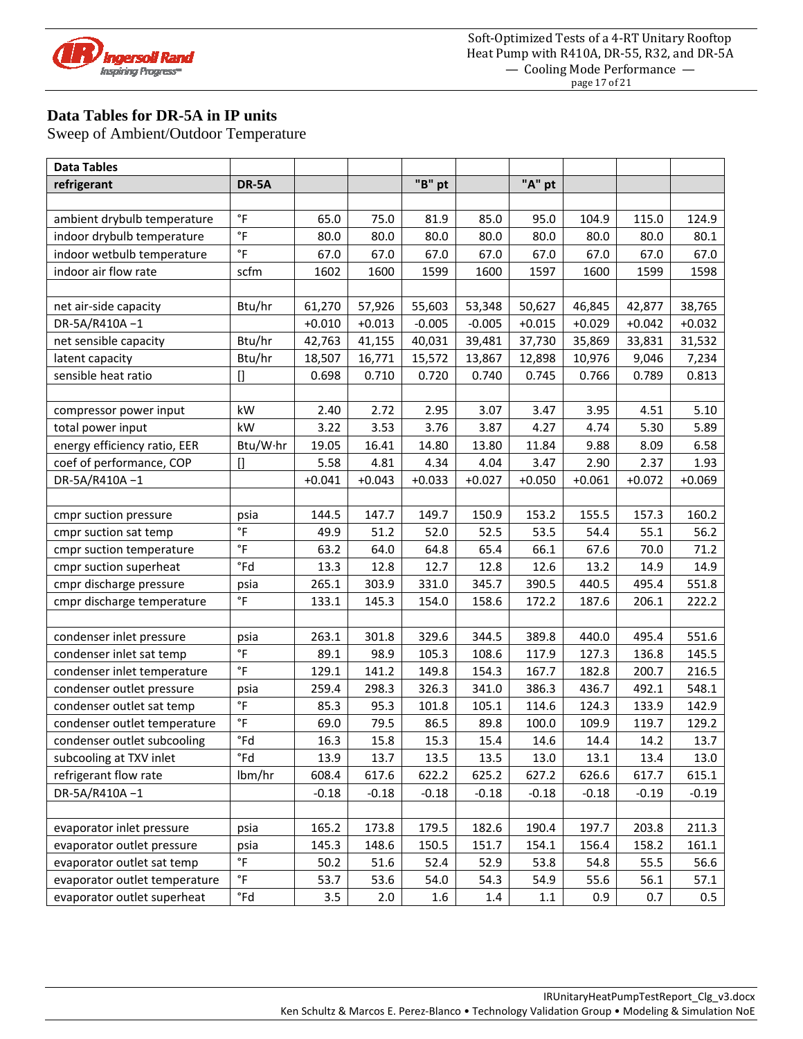## Data Tables for DR-5A in IP units

Sweep of Ambient/Outdoor Temperature

| **Data Tables** | | | | | | | | | |
|---|---|---|---|---|---|---|---|---|---|
| **refrigerant** | **DR-5A** | | | **"B" pt** | | **"A" pt** | | | |
| | | | | | | | | | |
| ambient drybulb temperature | °F | 65.0 | 75.0 | 81.9 | 85.0 | 95.0 | 104.9 | 115.0 | 124.9 |
| indoor drybulb temperature | °F | 80.0 | 80.0 | 80.0 | 80.0 | 80.0 | 80.0 | 80.0 | 80.1 |
| indoor wetbulb temperature | °F | 67.0 | 67.0 | 67.0 | 67.0 | 67.0 | 67.0 | 67.0 | 67.0 |
| indoor air flow rate | scfm | 1602 | 1600 | 1599 | 1600 | 1597 | 1600 | 1599 | 1598 |
| | | | | | | | | | |
| net air-side capacity | Btu/hr | 61,270 | 57,926 | 55,603 | 53,348 | 50,627 | 46,845 | 42,877 | 38,765 |
| DR-5A/R410A −1 | | +0.010 | +0.013 | -0.005 | -0.005 | +0.015 | +0.029 | +0.042 | +0.032 |
| net sensible capacity | Btu/hr | 42,763 | 41,155 | 40,031 | 39,481 | 37,730 | 35,869 | 33,831 | 31,532 |
| latent capacity | Btu/hr | 18,507 | 16,771 | 15,572 | 13,867 | 12,898 | 10,976 | 9,046 | 7,234 |
| sensible heat ratio | [] | 0.698 | 0.710 | 0.720 | 0.740 | 0.745 | 0.766 | 0.789 | 0.813 |
| | | | | | | | | | |
| compressor power input | kW | 2.40 | 2.72 | 2.95 | 3.07 | 3.47 | 3.95 | 4.51 | 5.10 |
| total power input | kW | 3.22 | 3.53 | 3.76 | 3.87 | 4.27 | 4.74 | 5.30 | 5.89 |
| energy efficiency ratio, EER | Btu/W·hr | 19.05 | 16.41 | 14.80 | 13.80 | 11.84 | 9.88 | 8.09 | 6.58 |
| coef of performance, COP | [] | 5.58 | 4.81 | 4.34 | 4.04 | 3.47 | 2.90 | 2.37 | 1.93 |
| DR-5A/R410A −1 | | +0.041 | +0.043 | +0.033 | +0.027 | +0.050 | +0.061 | +0.072 | +0.069 |
| | | | | | | | | | |
| cmpr suction pressure | psia | 144.5 | 147.7 | 149.7 | 150.9 | 153.2 | 155.5 | 157.3 | 160.2 |
| cmpr suction sat temp | °F | 49.9 | 51.2 | 52.0 | 52.5 | 53.5 | 54.4 | 55.1 | 56.2 |
| cmpr suction temperature | °F | 63.2 | 64.0 | 64.8 | 65.4 | 66.1 | 67.6 | 70.0 | 71.2 |
| cmpr suction superheat | °Fd | 13.3 | 12.8 | 12.7 | 12.8 | 12.6 | 13.2 | 14.9 | 14.9 |
| cmpr discharge pressure | psia | 265.1 | 303.9 | 331.0 | 345.7 | 390.5 | 440.5 | 495.4 | 551.8 |
| cmpr discharge temperature | °F | 133.1 | 145.3 | 154.0 | 158.6 | 172.2 | 187.6 | 206.1 | 222.2 |
| | | | | | | | | | |
| condenser inlet pressure | psia | 263.1 | 301.8 | 329.6 | 344.5 | 389.8 | 440.0 | 495.4 | 551.6 |
| condenser inlet sat temp | °F | 89.1 | 98.9 | 105.3 | 108.6 | 117.9 | 127.3 | 136.8 | 145.5 |
| condenser inlet temperature | °F | 129.1 | 141.2 | 149.8 | 154.3 | 167.7 | 182.8 | 200.7 | 216.5 |
| condenser outlet pressure | psia | 259.4 | 298.3 | 326.3 | 341.0 | 386.3 | 436.7 | 492.1 | 548.1 |
| condenser outlet sat temp | °F | 85.3 | 95.3 | 101.8 | 105.1 | 114.6 | 124.3 | 133.9 | 142.9 |
| condenser outlet temperature | °F | 69.0 | 79.5 | 86.5 | 89.8 | 100.0 | 109.9 | 119.7 | 129.2 |
| condenser outlet subcooling | °Fd | 16.3 | 15.8 | 15.3 | 15.4 | 14.6 | 14.4 | 14.2 | 13.7 |
| subcooling at TXV inlet | °Fd | 13.9 | 13.7 | 13.5 | 13.5 | 13.0 | 13.1 | 13.4 | 13.0 |
| refrigerant flow rate | lbm/hr | 608.4 | 617.6 | 622.2 | 625.2 | 627.2 | 626.6 | 617.7 | 615.1 |
| DR-5A/R410A −1 | | -0.18 | -0.18 | -0.18 | -0.18 | -0.18 | -0.18 | -0.19 | -0.19 |
| | | | | | | | | | |
| evaporator inlet pressure | psia | 165.2 | 173.8 | 179.5 | 182.6 | 190.4 | 197.7 | 203.8 | 211.3 |
| evaporator outlet pressure | psia | 145.3 | 148.6 | 150.5 | 151.7 | 154.1 | 156.4 | 158.2 | 161.1 |
| evaporator outlet sat temp | °F | 50.2 | 51.6 | 52.4 | 52.9 | 53.8 | 54.8 | 55.5 | 56.6 |
| evaporator outlet temperature | °F | 53.7 | 53.6 | 54.0 | 54.3 | 54.9 | 55.6 | 56.1 | 57.1 |
| evaporator outlet superheat | °Fd | 3.5 | 2.0 | 1.6 | 1.4 | 1.1 | 0.9 | 0.7 | 0.5 |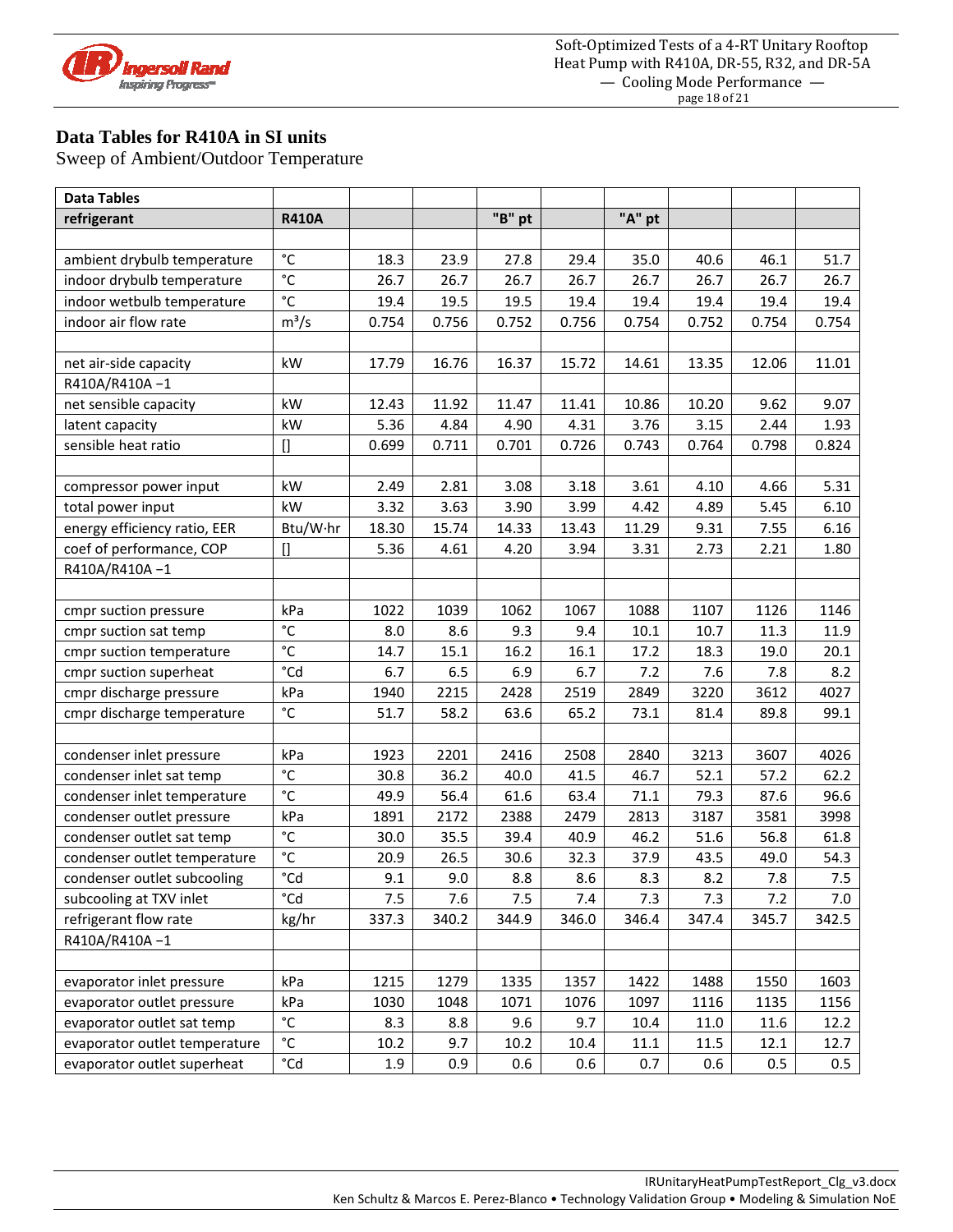## Data Tables for R410A in SI units

Sweep of Ambient/Outdoor Temperature

| Data Tables | | | | | | | | | |
|---|---|---|---|---|---|---|---|---|---|
| **refrigerant** | **R410A** | | | **"B" pt** | | **"A" pt** | | | |
| | | | | | | | | | |
| ambient drybulb temperature | °C | 18.3 | 23.9 | 27.8 | 29.4 | 35.0 | 40.6 | 46.1 | 51.7 |
| indoor drybulb temperature | °C | 26.7 | 26.7 | 26.7 | 26.7 | 26.7 | 26.7 | 26.7 | 26.7 |
| indoor wetbulb temperature | °C | 19.4 | 19.5 | 19.5 | 19.4 | 19.4 | 19.4 | 19.4 | 19.4 |
| indoor air flow rate | $m^3/s$ | 0.754 | 0.756 | 0.752 | 0.756 | 0.754 | 0.752 | 0.754 | 0.754 |
| | | | | | | | | | |
| net air-side capacity | kW | 17.79 | 16.76 | 16.37 | 15.72 | 14.61 | 13.35 | 12.06 | 11.01 |
| R410A/R410A −1 | | | | | | | | | |
| net sensible capacity | kW | 12.43 | 11.92 | 11.47 | 11.41 | 10.86 | 10.20 | 9.62 | 9.07 |
| latent capacity | kW | 5.36 | 4.84 | 4.90 | 4.31 | 3.76 | 3.15 | 2.44 | 1.93 |
| sensible heat ratio | [] | 0.699 | 0.711 | 0.701 | 0.726 | 0.743 | 0.764 | 0.798 | 0.824 |
| | | | | | | | | | |
| compressor power input | kW | 2.49 | 2.81 | 3.08 | 3.18 | 3.61 | 4.10 | 4.66 | 5.31 |
| total power input | kW | 3.32 | 3.63 | 3.90 | 3.99 | 4.42 | 4.89 | 5.45 | 6.10 |
| energy efficiency ratio, EER | Btu/W·hr | 18.30 | 15.74 | 14.33 | 13.43 | 11.29 | 9.31 | 7.55 | 6.16 |
| coef of performance, COP | [] | 5.36 | 4.61 | 4.20 | 3.94 | 3.31 | 2.73 | 2.21 | 1.80 |
| R410A/R410A −1 | | | | | | | | | |
| | | | | | | | | | |
| cmpr suction pressure | kPa | 1022 | 1039 | 1062 | 1067 | 1088 | 1107 | 1126 | 1146 |
| cmpr suction sat temp | °C | 8.0 | 8.6 | 9.3 | 9.4 | 10.1 | 10.7 | 11.3 | 11.9 |
| cmpr suction temperature | °C | 14.7 | 15.1 | 16.2 | 16.1 | 17.2 | 18.3 | 19.0 | 20.1 |
| cmpr suction superheat | °Cd | 6.7 | 6.5 | 6.9 | 6.7 | 7.2 | 7.6 | 7.8 | 8.2 |
| cmpr discharge pressure | kPa | 1940 | 2215 | 2428 | 2519 | 2849 | 3220 | 3612 | 4027 |
| cmpr discharge temperature | °C | 51.7 | 58.2 | 63.6 | 65.2 | 73.1 | 81.4 | 89.8 | 99.1 |
| | | | | | | | | | |
| condenser inlet pressure | kPa | 1923 | 2201 | 2416 | 2508 | 2840 | 3213 | 3607 | 4026 |
| condenser inlet sat temp | °C | 30.8 | 36.2 | 40.0 | 41.5 | 46.7 | 52.1 | 57.2 | 62.2 |
| condenser inlet temperature | °C | 49.9 | 56.4 | 61.6 | 63.4 | 71.1 | 79.3 | 87.6 | 96.6 |
| condenser outlet pressure | kPa | 1891 | 2172 | 2388 | 2479 | 2813 | 3187 | 3581 | 3998 |
| condenser outlet sat temp | °C | 30.0 | 35.5 | 39.4 | 40.9 | 46.2 | 51.6 | 56.8 | 61.8 |
| condenser outlet temperature | °C | 20.9 | 26.5 | 30.6 | 32.3 | 37.9 | 43.5 | 49.0 | 54.3 |
| condenser outlet subcooling | °Cd | 9.1 | 9.0 | 8.8 | 8.6 | 8.3 | 8.2 | 7.8 | 7.5 |
| subcooling at TXV inlet | °Cd | 7.5 | 7.6 | 7.5 | 7.4 | 7.3 | 7.3 | 7.2 | 7.0 |
| refrigerant flow rate | kg/hr | 337.3 | 340.2 | 344.9 | 346.0 | 346.4 | 347.4 | 345.7 | 342.5 |
| R410A/R410A −1 | | | | | | | | | |
| | | | | | | | | | |
| evaporator inlet pressure | kPa | 1215 | 1279 | 1335 | 1357 | 1422 | 1488 | 1550 | 1603 |
| evaporator outlet pressure | kPa | 1030 | 1048 | 1071 | 1076 | 1097 | 1116 | 1135 | 1156 |
| evaporator outlet sat temp | °C | 8.3 | 8.8 | 9.6 | 9.7 | 10.4 | 11.0 | 11.6 | 12.2 |
| evaporator outlet temperature | °C | 10.2 | 9.7 | 10.2 | 10.4 | 11.1 | 11.5 | 12.1 | 12.7 |
| evaporator outlet superheat | °Cd | 1.9 | 0.9 | 0.6 | 0.6 | 0.7 | 0.6 | 0.5 | 0.5 |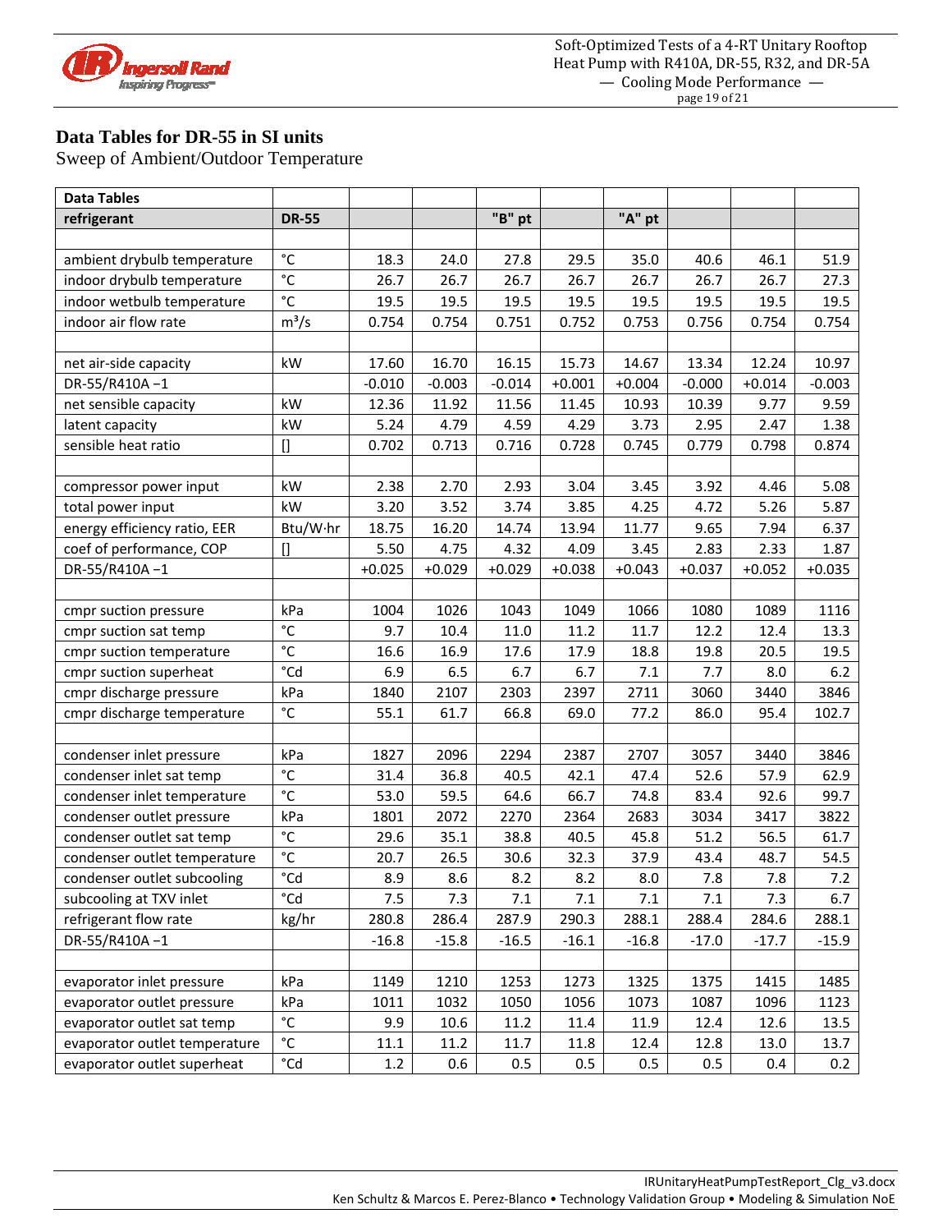## Data Tables for DR-55 in SI units

Sweep of Ambient/Outdoor Temperature

| Data Tables | | | | | | | | | |
|---|---|---|---|---|---|---|---|---|---|
| refrigerant | DR-55 | | | "B" pt | | "A" pt | | | |
| | | | | | | | | | |
| ambient drybulb temperature | °C | 18.3 | 24.0 | 27.8 | 29.5 | 35.0 | 40.6 | 46.1 | 51.9 |
| indoor drybulb temperature | °C | 26.7 | 26.7 | 26.7 | 26.7 | 26.7 | 26.7 | 26.7 | 27.3 |
| indoor wetbulb temperature | °C | 19.5 | 19.5 | 19.5 | 19.5 | 19.5 | 19.5 | 19.5 | 19.5 |
| indoor air flow rate | $m^3/s$ | 0.754 | 0.754 | 0.751 | 0.752 | 0.753 | 0.756 | 0.754 | 0.754 |
| | | | | | | | | | |
| net air-side capacity | kW | 17.60 | 16.70 | 16.15 | 15.73 | 14.67 | 13.34 | 12.24 | 10.97 |
| DR-55/R410A −1 | | -0.010 | -0.003 | -0.014 | +0.001 | +0.004 | -0.000 | +0.014 | -0.003 |
| net sensible capacity | kW | 12.36 | 11.92 | 11.56 | 11.45 | 10.93 | 10.39 | 9.77 | 9.59 |
| latent capacity | kW | 5.24 | 4.79 | 4.59 | 4.29 | 3.73 | 2.95 | 2.47 | 1.38 |
| sensible heat ratio | [] | 0.702 | 0.713 | 0.716 | 0.728 | 0.745 | 0.779 | 0.798 | 0.874 |
| | | | | | | | | | |
| compressor power input | kW | 2.38 | 2.70 | 2.93 | 3.04 | 3.45 | 3.92 | 4.46 | 5.08 |
| total power input | kW | 3.20 | 3.52 | 3.74 | 3.85 | 4.25 | 4.72 | 5.26 | 5.87 |
| energy efficiency ratio, EER | Btu/W·hr | 18.75 | 16.20 | 14.74 | 13.94 | 11.77 | 9.65 | 7.94 | 6.37 |
| coef of performance, COP | [] | 5.50 | 4.75 | 4.32 | 4.09 | 3.45 | 2.83 | 2.33 | 1.87 |
| DR-55/R410A −1 | | +0.025 | +0.029 | +0.029 | +0.038 | +0.043 | +0.037 | +0.052 | +0.035 |
| | | | | | | | | | |
| cmpr suction pressure | kPa | 1004 | 1026 | 1043 | 1049 | 1066 | 1080 | 1089 | 1116 |
| cmpr suction sat temp | °C | 9.7 | 10.4 | 11.0 | 11.2 | 11.7 | 12.2 | 12.4 | 13.3 |
| cmpr suction temperature | °C | 16.6 | 16.9 | 17.6 | 17.9 | 18.8 | 19.8 | 20.5 | 19.5 |
| cmpr suction superheat | °Cd | 6.9 | 6.5 | 6.7 | 6.7 | 7.1 | 7.7 | 8.0 | 6.2 |
| cmpr discharge pressure | kPa | 1840 | 2107 | 2303 | 2397 | 2711 | 3060 | 3440 | 3846 |
| cmpr discharge temperature | °C | 55.1 | 61.7 | 66.8 | 69.0 | 77.2 | 86.0 | 95.4 | 102.7 |
| | | | | | | | | | |
| condenser inlet pressure | kPa | 1827 | 2096 | 2294 | 2387 | 2707 | 3057 | 3440 | 3846 |
| condenser inlet sat temp | °C | 31.4 | 36.8 | 40.5 | 42.1 | 47.4 | 52.6 | 57.9 | 62.9 |
| condenser inlet temperature | °C | 53.0 | 59.5 | 64.6 | 66.7 | 74.8 | 83.4 | 92.6 | 99.7 |
| condenser outlet pressure | kPa | 1801 | 2072 | 2270 | 2364 | 2683 | 3034 | 3417 | 3822 |
| condenser outlet sat temp | °C | 29.6 | 35.1 | 38.8 | 40.5 | 45.8 | 51.2 | 56.5 | 61.7 |
| condenser outlet temperature | °C | 20.7 | 26.5 | 30.6 | 32.3 | 37.9 | 43.4 | 48.7 | 54.5 |
| condenser outlet subcooling | °Cd | 8.9 | 8.6 | 8.2 | 8.2 | 8.0 | 7.8 | 7.8 | 7.2 |
| subcooling at TXV inlet | °Cd | 7.5 | 7.3 | 7.1 | 7.1 | 7.1 | 7.1 | 7.3 | 6.7 |
| refrigerant flow rate | kg/hr | 280.8 | 286.4 | 287.9 | 290.3 | 288.1 | 288.4 | 284.6 | 288.1 |
| DR-55/R410A −1 | | -16.8 | -15.8 | -16.5 | -16.1 | -16.8 | -17.0 | -17.7 | -15.9 |
| | | | | | | | | | |
| evaporator inlet pressure | kPa | 1149 | 1210 | 1253 | 1273 | 1325 | 1375 | 1415 | 1485 |
| evaporator outlet pressure | kPa | 1011 | 1032 | 1050 | 1056 | 1073 | 1087 | 1096 | 1123 |
| evaporator outlet sat temp | °C | 9.9 | 10.6 | 11.2 | 11.4 | 11.9 | 12.4 | 12.6 | 13.5 |
| evaporator outlet temperature | °C | 11.1 | 11.2 | 11.7 | 11.8 | 12.4 | 12.8 | 13.0 | 13.7 |
| evaporator outlet superheat | °Cd | 1.2 | 0.6 | 0.5 | 0.5 | 0.5 | 0.5 | 0.4 | 0.2 |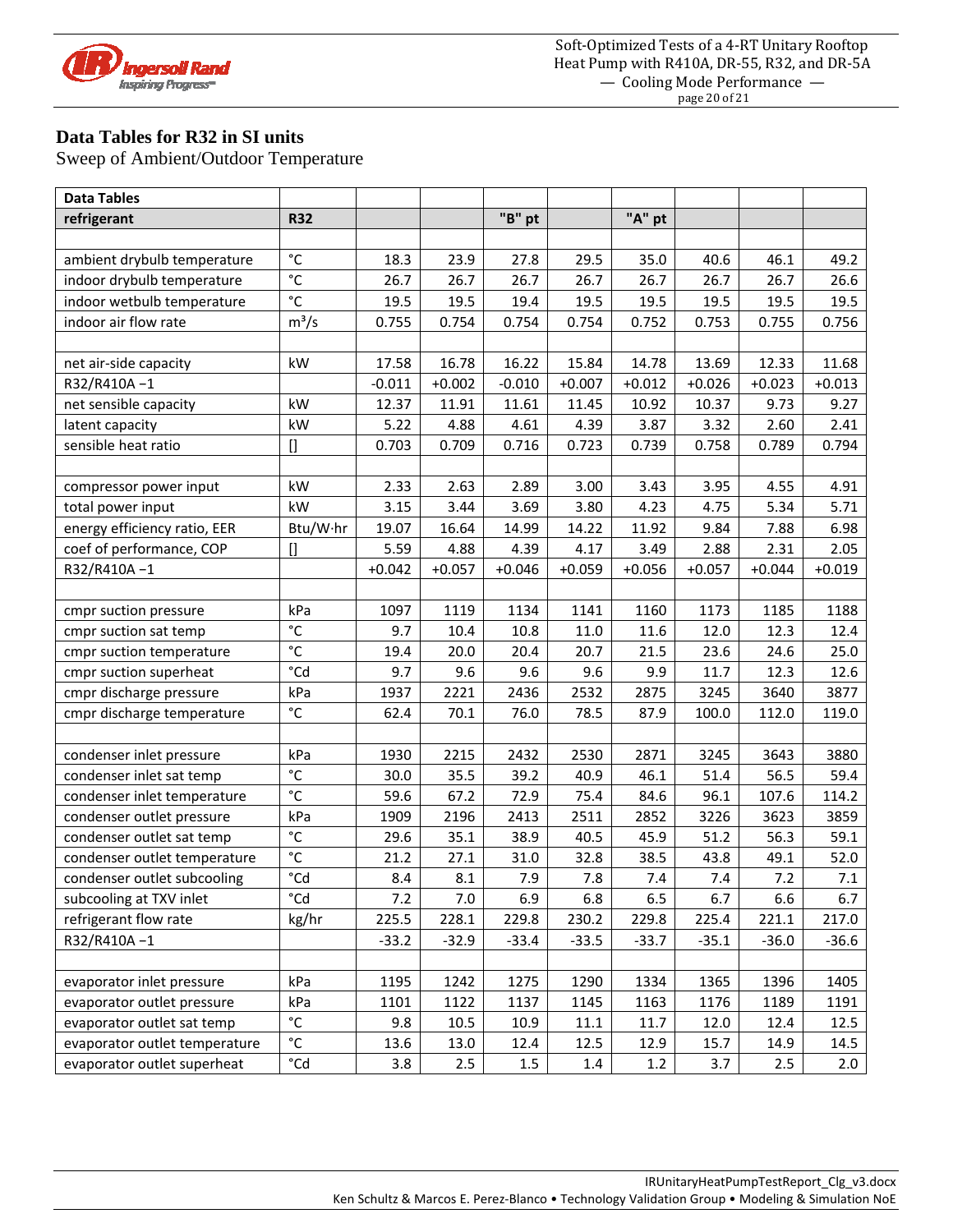## Data Tables for R32 in SI units

Sweep of Ambient/Outdoor Temperature

| Data Tables | | | | | | | | | |
|---|---|---|---|---|---|---|---|---|---|
| refrigerant | R32 | | | "B" pt | | "A" pt | | | |
| | | | | | | | | | |
| ambient drybulb temperature | °C | 18.3 | 23.9 | 27.8 | 29.5 | 35.0 | 40.6 | 46.1 | 49.2 |
| indoor drybulb temperature | °C | 26.7 | 26.7 | 26.7 | 26.7 | 26.7 | 26.7 | 26.7 | 26.6 |
| indoor wetbulb temperature | °C | 19.5 | 19.5 | 19.4 | 19.5 | 19.5 | 19.5 | 19.5 | 19.5 |
| indoor air flow rate | $m^3/s$ | 0.755 | 0.754 | 0.754 | 0.754 | 0.752 | 0.753 | 0.755 | 0.756 |
| | | | | | | | | | |
| net air-side capacity | kW | 17.58 | 16.78 | 16.22 | 15.84 | 14.78 | 13.69 | 12.33 | 11.68 |
| R32/R410A −1 | | -0.011 | +0.002 | -0.010 | +0.007 | +0.012 | +0.026 | +0.023 | +0.013 |
| net sensible capacity | kW | 12.37 | 11.91 | 11.61 | 11.45 | 10.92 | 10.37 | 9.73 | 9.27 |
| latent capacity | kW | 5.22 | 4.88 | 4.61 | 4.39 | 3.87 | 3.32 | 2.60 | 2.41 |
| sensible heat ratio | [] | 0.703 | 0.709 | 0.716 | 0.723 | 0.739 | 0.758 | 0.789 | 0.794 |
| | | | | | | | | | |
| compressor power input | kW | 2.33 | 2.63 | 2.89 | 3.00 | 3.43 | 3.95 | 4.55 | 4.91 |
| total power input | kW | 3.15 | 3.44 | 3.69 | 3.80 | 4.23 | 4.75 | 5.34 | 5.71 |
| energy efficiency ratio, EER | Btu/W·hr | 19.07 | 16.64 | 14.99 | 14.22 | 11.92 | 9.84 | 7.88 | 6.98 |
| coef of performance, COP | [] | 5.59 | 4.88 | 4.39 | 4.17 | 3.49 | 2.88 | 2.31 | 2.05 |
| R32/R410A −1 | | +0.042 | +0.057 | +0.046 | +0.059 | +0.056 | +0.057 | +0.044 | +0.019 |
| | | | | | | | | | |
| cmpr suction pressure | kPa | 1097 | 1119 | 1134 | 1141 | 1160 | 1173 | 1185 | 1188 |
| cmpr suction sat temp | °C | 9.7 | 10.4 | 10.8 | 11.0 | 11.6 | 12.0 | 12.3 | 12.4 |
| cmpr suction temperature | °C | 19.4 | 20.0 | 20.4 | 20.7 | 21.5 | 23.6 | 24.6 | 25.0 |
| cmpr suction superheat | °Cd | 9.7 | 9.6 | 9.6 | 9.6 | 9.9 | 11.7 | 12.3 | 12.6 |
| cmpr discharge pressure | kPa | 1937 | 2221 | 2436 | 2532 | 2875 | 3245 | 3640 | 3877 |
| cmpr discharge temperature | °C | 62.4 | 70.1 | 76.0 | 78.5 | 87.9 | 100.0 | 112.0 | 119.0 |
| | | | | | | | | | |
| condenser inlet pressure | kPa | 1930 | 2215 | 2432 | 2530 | 2871 | 3245 | 3643 | 3880 |
| condenser inlet sat temp | °C | 30.0 | 35.5 | 39.2 | 40.9 | 46.1 | 51.4 | 56.5 | 59.4 |
| condenser inlet temperature | °C | 59.6 | 67.2 | 72.9 | 75.4 | 84.6 | 96.1 | 107.6 | 114.2 |
| condenser outlet pressure | kPa | 1909 | 2196 | 2413 | 2511 | 2852 | 3226 | 3623 | 3859 |
| condenser outlet sat temp | °C | 29.6 | 35.1 | 38.9 | 40.5 | 45.9 | 51.2 | 56.3 | 59.1 |
| condenser outlet temperature | °C | 21.2 | 27.1 | 31.0 | 32.8 | 38.5 | 43.8 | 49.1 | 52.0 |
| condenser outlet subcooling | °Cd | 8.4 | 8.1 | 7.9 | 7.8 | 7.4 | 7.4 | 7.2 | 7.1 |
| subcooling at TXV inlet | °Cd | 7.2 | 7.0 | 6.9 | 6.8 | 6.5 | 6.7 | 6.6 | 6.7 |
| refrigerant flow rate | kg/hr | 225.5 | 228.1 | 229.8 | 230.2 | 229.8 | 225.4 | 221.1 | 217.0 |
| R32/R410A −1 | | -33.2 | -32.9 | -33.4 | -33.5 | -33.7 | -35.1 | -36.0 | -36.6 |
| | | | | | | | | | |
| evaporator inlet pressure | kPa | 1195 | 1242 | 1275 | 1290 | 1334 | 1365 | 1396 | 1405 |
| evaporator outlet pressure | kPa | 1101 | 1122 | 1137 | 1145 | 1163 | 1176 | 1189 | 1191 |
| evaporator outlet sat temp | °C | 9.8 | 10.5 | 10.9 | 11.1 | 11.7 | 12.0 | 12.4 | 12.5 |
| evaporator outlet temperature | °C | 13.6 | 13.0 | 12.4 | 12.5 | 12.9 | 15.7 | 14.9 | 14.5 |
| evaporator outlet superheat | °Cd | 3.8 | 2.5 | 1.5 | 1.4 | 1.2 | 3.7 | 2.5 | 2.0 |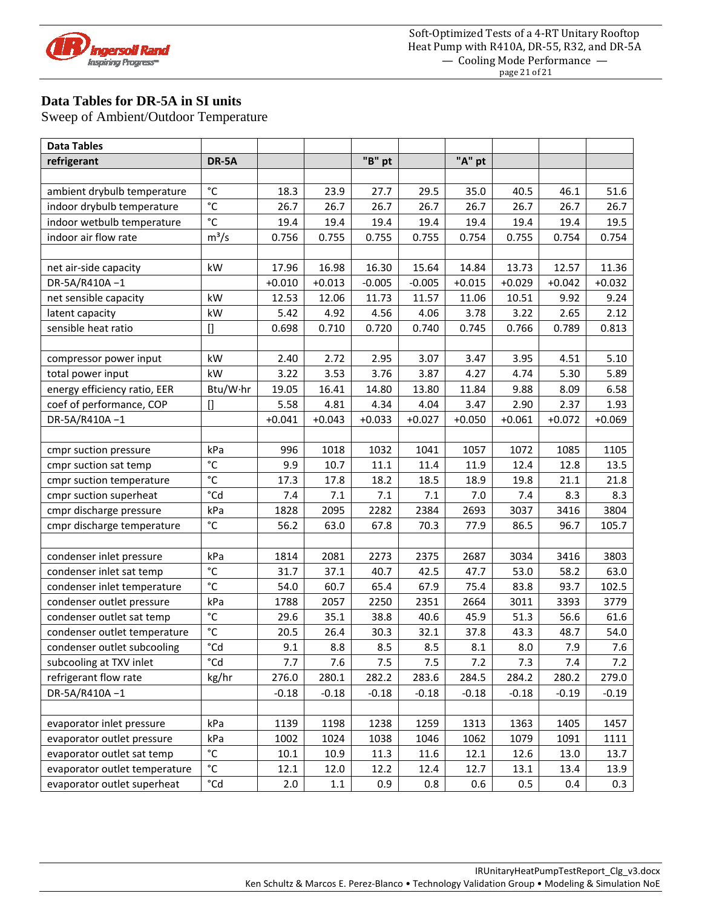## Data Tables for DR-5A in SI units

Sweep of Ambient/Outdoor Temperature

| Data Tables | | | | | | | | | |
|---|---|---|---|---|---|---|---|---|---|
| **refrigerant** | **DR-5A** | | | **"B" pt** | | **"A" pt** | | | |
| | | | | | | | | | |
| ambient drybulb temperature | °C | 18.3 | 23.9 | 27.7 | 29.5 | 35.0 | 40.5 | 46.1 | 51.6 |
| indoor drybulb temperature | °C | 26.7 | 26.7 | 26.7 | 26.7 | 26.7 | 26.7 | 26.7 | 26.7 |
| indoor wetbulb temperature | °C | 19.4 | 19.4 | 19.4 | 19.4 | 19.4 | 19.4 | 19.4 | 19.5 |
| indoor air flow rate | m³/s | 0.756 | 0.755 | 0.755 | 0.755 | 0.754 | 0.755 | 0.754 | 0.754 |
| | | | | | | | | | |
| net air-side capacity | kW | 17.96 | 16.98 | 16.30 | 15.64 | 14.84 | 13.73 | 12.57 | 11.36 |
| DR-5A/R410A −1 | | +0.010 | +0.013 | -0.005 | -0.005 | +0.015 | +0.029 | +0.042 | +0.032 |
| net sensible capacity | kW | 12.53 | 12.06 | 11.73 | 11.57 | 11.06 | 10.51 | 9.92 | 9.24 |
| latent capacity | kW | 5.42 | 4.92 | 4.56 | 4.06 | 3.78 | 3.22 | 2.65 | 2.12 |
| sensible heat ratio | [] | 0.698 | 0.710 | 0.720 | 0.740 | 0.745 | 0.766 | 0.789 | 0.813 |
| | | | | | | | | | |
| compressor power input | kW | 2.40 | 2.72 | 2.95 | 3.07 | 3.47 | 3.95 | 4.51 | 5.10 |
| total power input | kW | 3.22 | 3.53 | 3.76 | 3.87 | 4.27 | 4.74 | 5.30 | 5.89 |
| energy efficiency ratio, EER | Btu/W·hr | 19.05 | 16.41 | 14.80 | 13.80 | 11.84 | 9.88 | 8.09 | 6.58 |
| coef of performance, COP | [] | 5.58 | 4.81 | 4.34 | 4.04 | 3.47 | 2.90 | 2.37 | 1.93 |
| DR-5A/R410A −1 | | +0.041 | +0.043 | +0.033 | +0.027 | +0.050 | +0.061 | +0.072 | +0.069 |
| | | | | | | | | | |
| cmpr suction pressure | kPa | 996 | 1018 | 1032 | 1041 | 1057 | 1072 | 1085 | 1105 |
| cmpr suction sat temp | °C | 9.9 | 10.7 | 11.1 | 11.4 | 11.9 | 12.4 | 12.8 | 13.5 |
| cmpr suction temperature | °C | 17.3 | 17.8 | 18.2 | 18.5 | 18.9 | 19.8 | 21.1 | 21.8 |
| cmpr suction superheat | °Cd | 7.4 | 7.1 | 7.1 | 7.1 | 7.0 | 7.4 | 8.3 | 8.3 |
| cmpr discharge pressure | kPa | 1828 | 2095 | 2282 | 2384 | 2693 | 3037 | 3416 | 3804 |
| cmpr discharge temperature | °C | 56.2 | 63.0 | 67.8 | 70.3 | 77.9 | 86.5 | 96.7 | 105.7 |
| | | | | | | | | | |
| condenser inlet pressure | kPa | 1814 | 2081 | 2273 | 2375 | 2687 | 3034 | 3416 | 3803 |
| condenser inlet sat temp | °C | 31.7 | 37.1 | 40.7 | 42.5 | 47.7 | 53.0 | 58.2 | 63.0 |
| condenser inlet temperature | °C | 54.0 | 60.7 | 65.4 | 67.9 | 75.4 | 83.8 | 93.7 | 102.5 |
| condenser outlet pressure | kPa | 1788 | 2057 | 2250 | 2351 | 2664 | 3011 | 3393 | 3779 |
| condenser outlet sat temp | °C | 29.6 | 35.1 | 38.8 | 40.6 | 45.9 | 51.3 | 56.6 | 61.6 |
| condenser outlet temperature | °C | 20.5 | 26.4 | 30.3 | 32.1 | 37.8 | 43.3 | 48.7 | 54.0 |
| condenser outlet subcooling | °Cd | 9.1 | 8.8 | 8.5 | 8.5 | 8.1 | 8.0 | 7.9 | 7.6 |
| subcooling at TXV inlet | °Cd | 7.7 | 7.6 | 7.5 | 7.5 | 7.2 | 7.3 | 7.4 | 7.2 |
| refrigerant flow rate | kg/hr | 276.0 | 280.1 | 282.2 | 283.6 | 284.5 | 284.2 | 280.2 | 279.0 |
| DR-5A/R410A −1 | | -0.18 | -0.18 | -0.18 | -0.18 | -0.18 | -0.18 | -0.19 | -0.19 |
| | | | | | | | | | |
| evaporator inlet pressure | kPa | 1139 | 1198 | 1238 | 1259 | 1313 | 1363 | 1405 | 1457 |
| evaporator outlet pressure | kPa | 1002 | 1024 | 1038 | 1046 | 1062 | 1079 | 1091 | 1111 |
| evaporator outlet sat temp | °C | 10.1 | 10.9 | 11.3 | 11.6 | 12.1 | 12.6 | 13.0 | 13.7 |
| evaporator outlet temperature | °C | 12.1 | 12.0 | 12.2 | 12.4 | 12.7 | 13.1 | 13.4 | 13.9 |
| evaporator outlet superheat | °Cd | 2.0 | 1.1 | 0.9 | 0.8 | 0.6 | 0.5 | 0.4 | 0.3 |